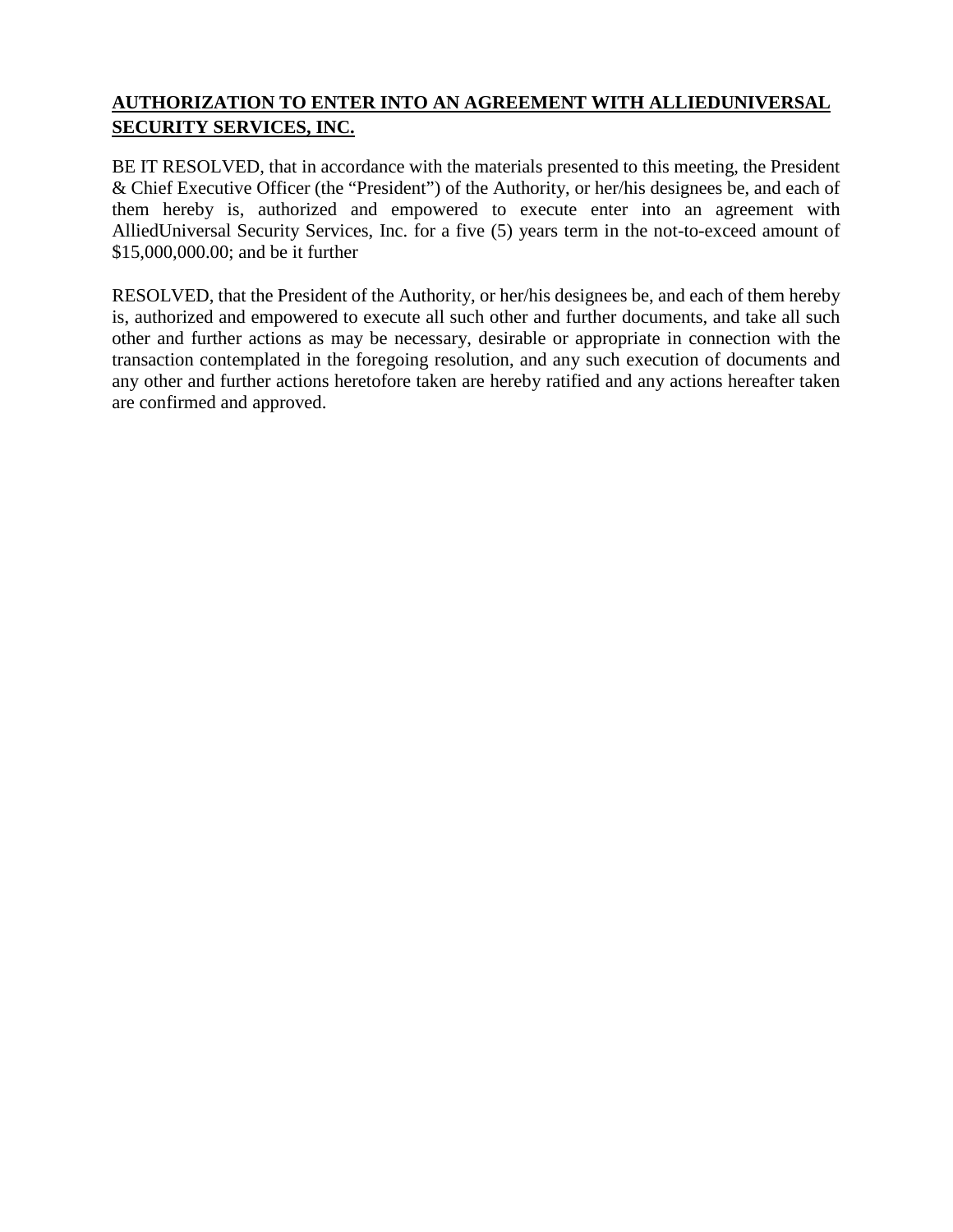**AUTHORIZATION TO ENTER INTO AN AGREEMENT WITH ALLIEDUNIVERSAL SECURITY SERVICES, INC.**

BE IT RESOLVED, that in accordance with the materials presented to this meeting, the President & Chief Executive Officer (the "President") of the Authority, or her/his designees be, and each of them hereby is, authorized and empowered to execute enter into an agreement with AlliedUniversal Security Services, Inc. for a five (5) years term in the not-to-exceed amount of $15,000,000.00; and be it further

RESOLVED, that the President of the Authority, or her/his designees be, and each of them hereby is, authorized and empowered to execute all such other and further documents, and take all such other and further actions as may be necessary, desirable or appropriate in connection with the transaction contemplated in the foregoing resolution, and any such execution of documents and any other and further actions heretofore taken are hereby ratified and any actions hereafter taken are confirmed and approved.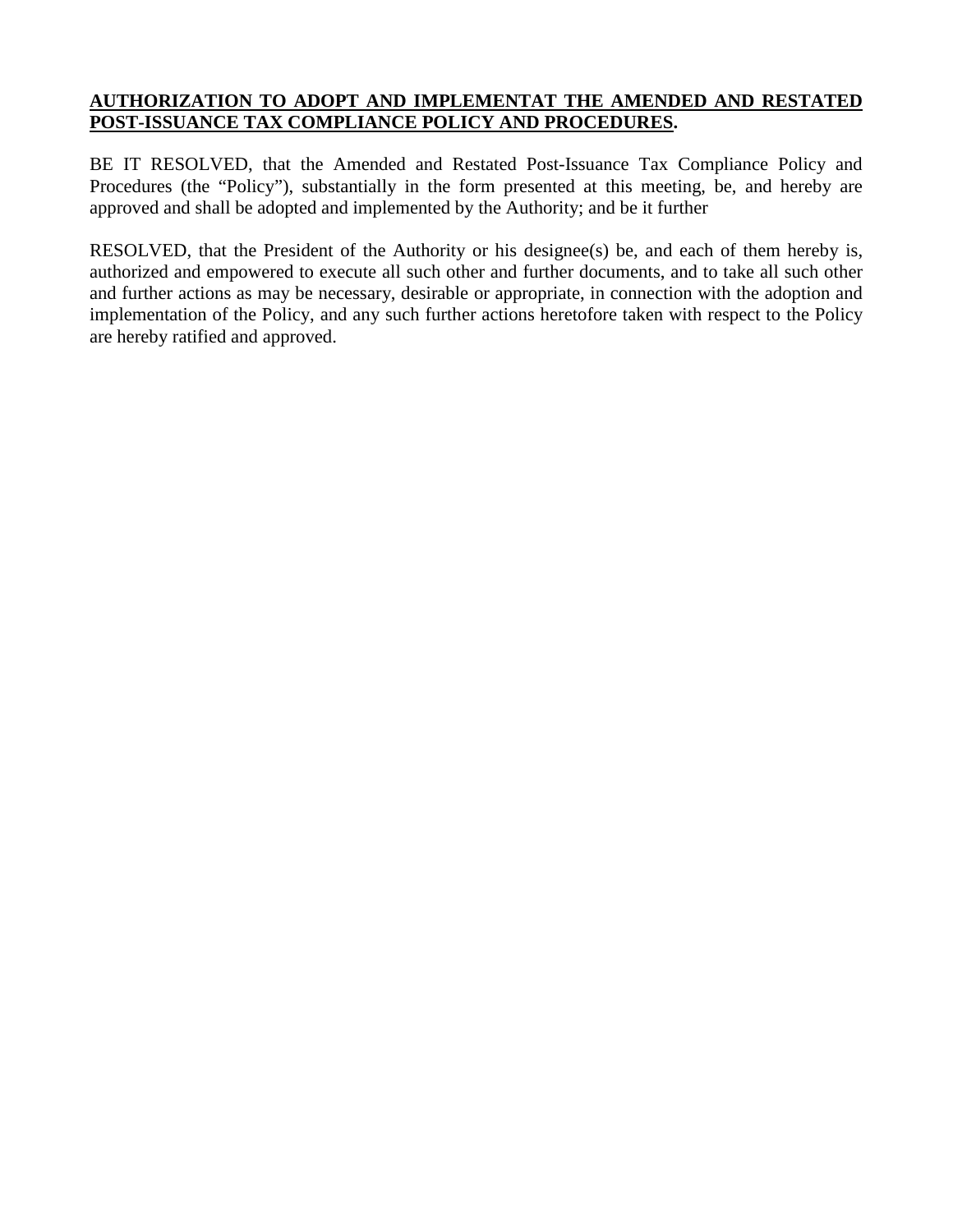**AUTHORIZATION TO ADOPT AND IMPLEMENTAT THE AMENDED AND RESTATED POST-ISSUANCE TAX COMPLIANCE POLICY AND PROCEDURES.**

BE IT RESOLVED, that the Amended and Restated Post-Issuance Tax Compliance Policy and Procedures (the "Policy"), substantially in the form presented at this meeting, be, and hereby are approved and shall be adopted and implemented by the Authority; and be it further

RESOLVED, that the President of the Authority or his designee(s) be, and each of them hereby is, authorized and empowered to execute all such other and further documents, and to take all such other and further actions as may be necessary, desirable or appropriate, in connection with the adoption and implementation of the Policy, and any such further actions heretofore taken with respect to the Policy are hereby ratified and approved.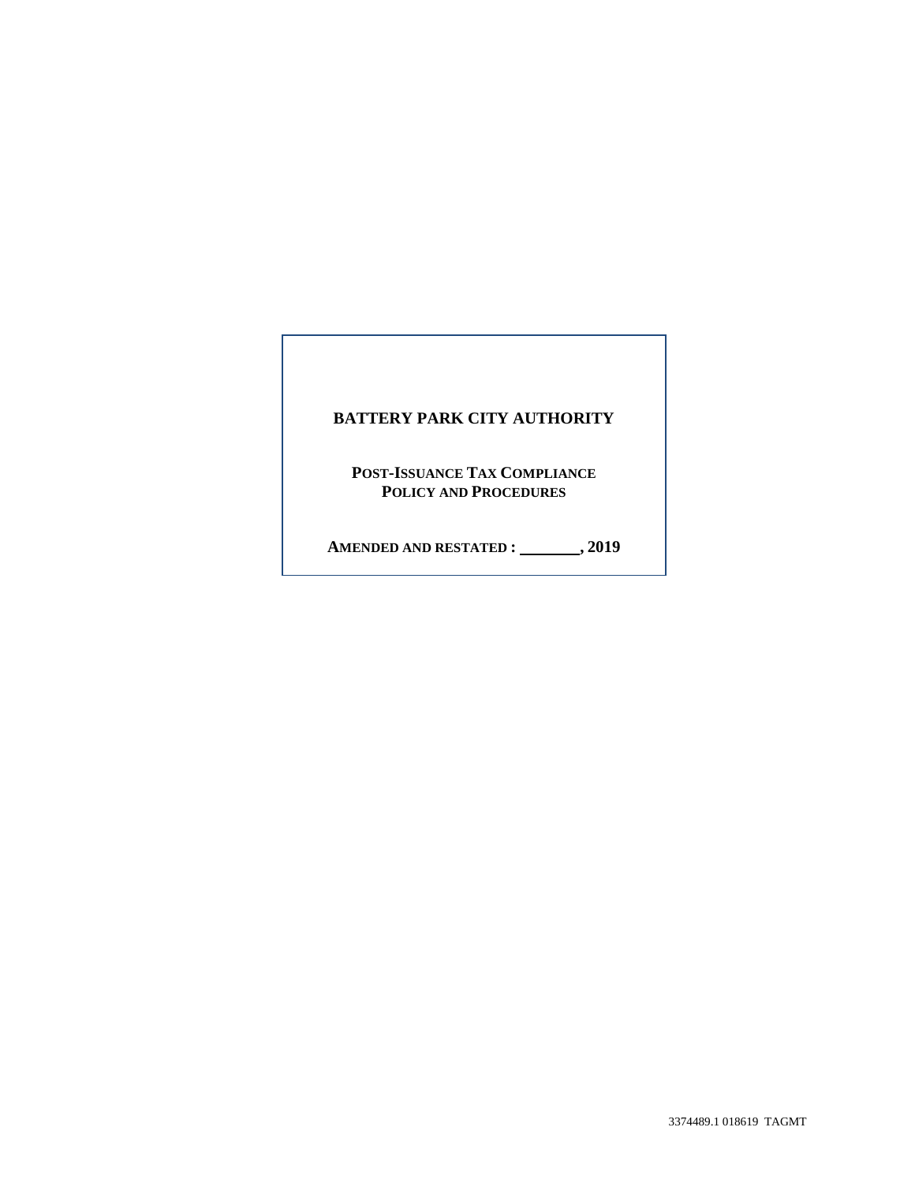# BATTERY PARK CITY AUTHORITY

## POST-ISSUANCE TAX COMPLIANCE POLICY AND PROCEDURES

**AMENDED AND RESTATED : ________, 2019**

3374489.1 018619 TAGMT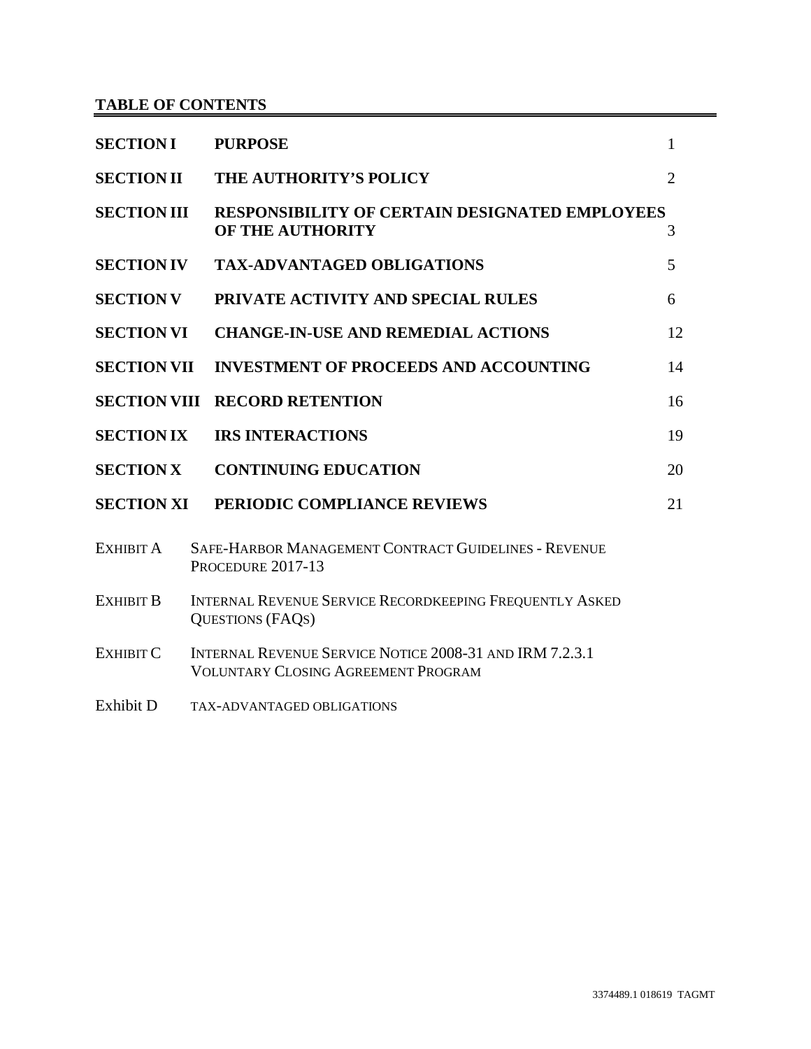## TABLE OF CONTENTS

| | | |
|---|---|---|
| **SECTION I** | **PURPOSE** | 1 |
| **SECTION II** | **THE AUTHORITY'S POLICY** | 2 |
| **SECTION III** | **RESPONSIBILITY OF CERTAIN DESIGNATED EMPLOYEES OF THE AUTHORITY** | 3 |
| **SECTION IV** | **TAX-ADVANTAGED OBLIGATIONS** | 5 |
| **SECTION V** | **PRIVATE ACTIVITY AND SPECIAL RULES** | 6 |
| **SECTION VI** | **CHANGE-IN-USE AND REMEDIAL ACTIONS** | 12 |
| **SECTION VII** | **INVESTMENT OF PROCEEDS AND ACCOUNTING** | 14 |
| **SECTION VIII** | **RECORD RETENTION** | 16 |
| **SECTION IX** | **IRS INTERACTIONS** | 19 |
| **SECTION X** | **CONTINUING EDUCATION** | 20 |
| **SECTION XI** | **PERIODIC COMPLIANCE REVIEWS** | 21 |
| EXHIBIT A | SAFE-HARBOR MANAGEMENT CONTRACT GUIDELINES - REVENUE PROCEDURE 2017-13 | |
| EXHIBIT B | INTERNAL REVENUE SERVICE RECORDKEEPING FREQUENTLY ASKED QUESTIONS (FAQS) | |
| EXHIBIT C | INTERNAL REVENUE SERVICE NOTICE 2008-31 AND IRM 7.2.3.1 VOLUNTARY CLOSING AGREEMENT PROGRAM | |
| Exhibit D | TAX-ADVANTAGED OBLIGATIONS | |

3374489.1 018619 TAGMT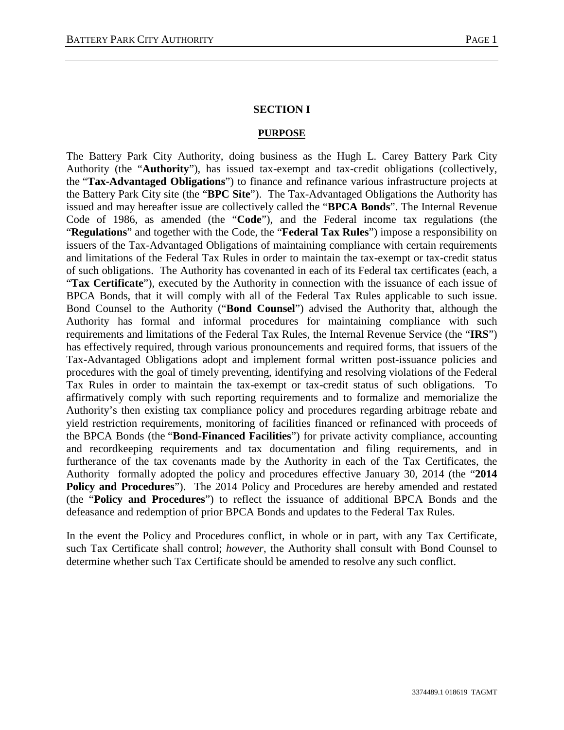## SECTION I

## PURPOSE

The Battery Park City Authority, doing business as the Hugh L. Carey Battery Park City Authority (the "**Authority**"), has issued tax-exempt and tax-credit obligations (collectively, the "**Tax-Advantaged Obligations**") to finance and refinance various infrastructure projects at the Battery Park City site (the "**BPC Site**"). The Tax-Advantaged Obligations the Authority has issued and may hereafter issue are collectively called the "**BPCA Bonds**". The Internal Revenue Code of 1986, as amended (the "**Code**"), and the Federal income tax regulations (the "**Regulations**" and together with the Code, the "**Federal Tax Rules**") impose a responsibility on issuers of the Tax-Advantaged Obligations of maintaining compliance with certain requirements and limitations of the Federal Tax Rules in order to maintain the tax-exempt or tax-credit status of such obligations. The Authority has covenanted in each of its Federal tax certificates (each, a "**Tax Certificate**"), executed by the Authority in connection with the issuance of each issue of BPCA Bonds, that it will comply with all of the Federal Tax Rules applicable to such issue. Bond Counsel to the Authority ("**Bond Counsel**") advised the Authority that, although the Authority has formal and informal procedures for maintaining compliance with such requirements and limitations of the Federal Tax Rules, the Internal Revenue Service (the "**IRS**") has effectively required, through various pronouncements and required forms, that issuers of the Tax-Advantaged Obligations adopt and implement formal written post-issuance policies and procedures with the goal of timely preventing, identifying and resolving violations of the Federal Tax Rules in order to maintain the tax-exempt or tax-credit status of such obligations. To affirmatively comply with such reporting requirements and to formalize and memorialize the Authority's then existing tax compliance policy and procedures regarding arbitrage rebate and yield restriction requirements, monitoring of facilities financed or refinanced with proceeds of the BPCA Bonds (the "**Bond-Financed Facilities**") for private activity compliance, accounting and recordkeeping requirements and tax documentation and filing requirements, and in furtherance of the tax covenants made by the Authority in each of the Tax Certificates, the Authority formally adopted the policy and procedures effective January 30, 2014 (the "**2014 Policy and Procedures**"). The 2014 Policy and Procedures are hereby amended and restated (the "**Policy and Procedures**") to reflect the issuance of additional BPCA Bonds and the defeasance and redemption of prior BPCA Bonds and updates to the Federal Tax Rules.

In the event the Policy and Procedures conflict, in whole or in part, with any Tax Certificate, such Tax Certificate shall control; *however*, the Authority shall consult with Bond Counsel to determine whether such Tax Certificate should be amended to resolve any such conflict.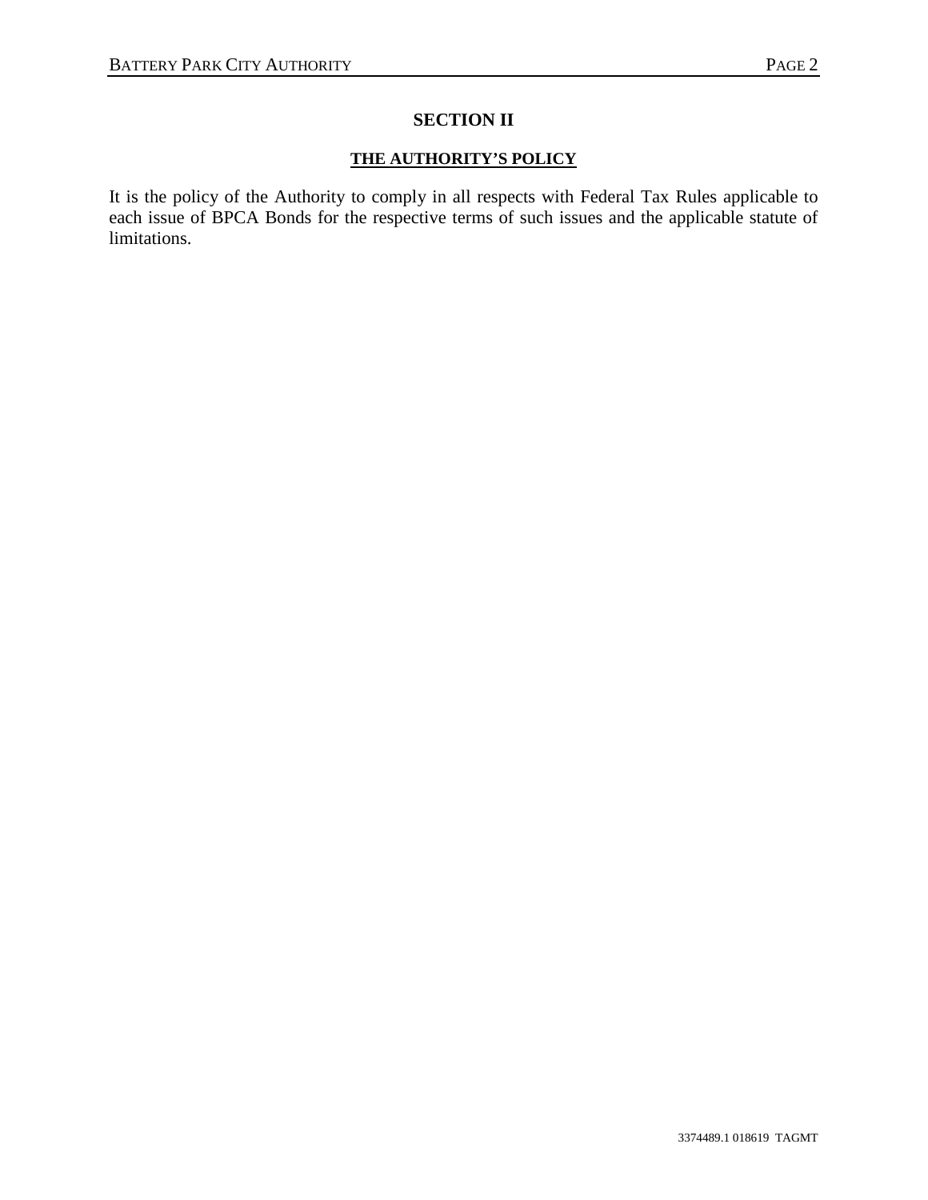## SECTION II

**THE AUTHORITY'S POLICY**

It is the policy of the Authority to comply in all respects with Federal Tax Rules applicable to each issue of BPCA Bonds for the respective terms of such issues and the applicable statute of limitations.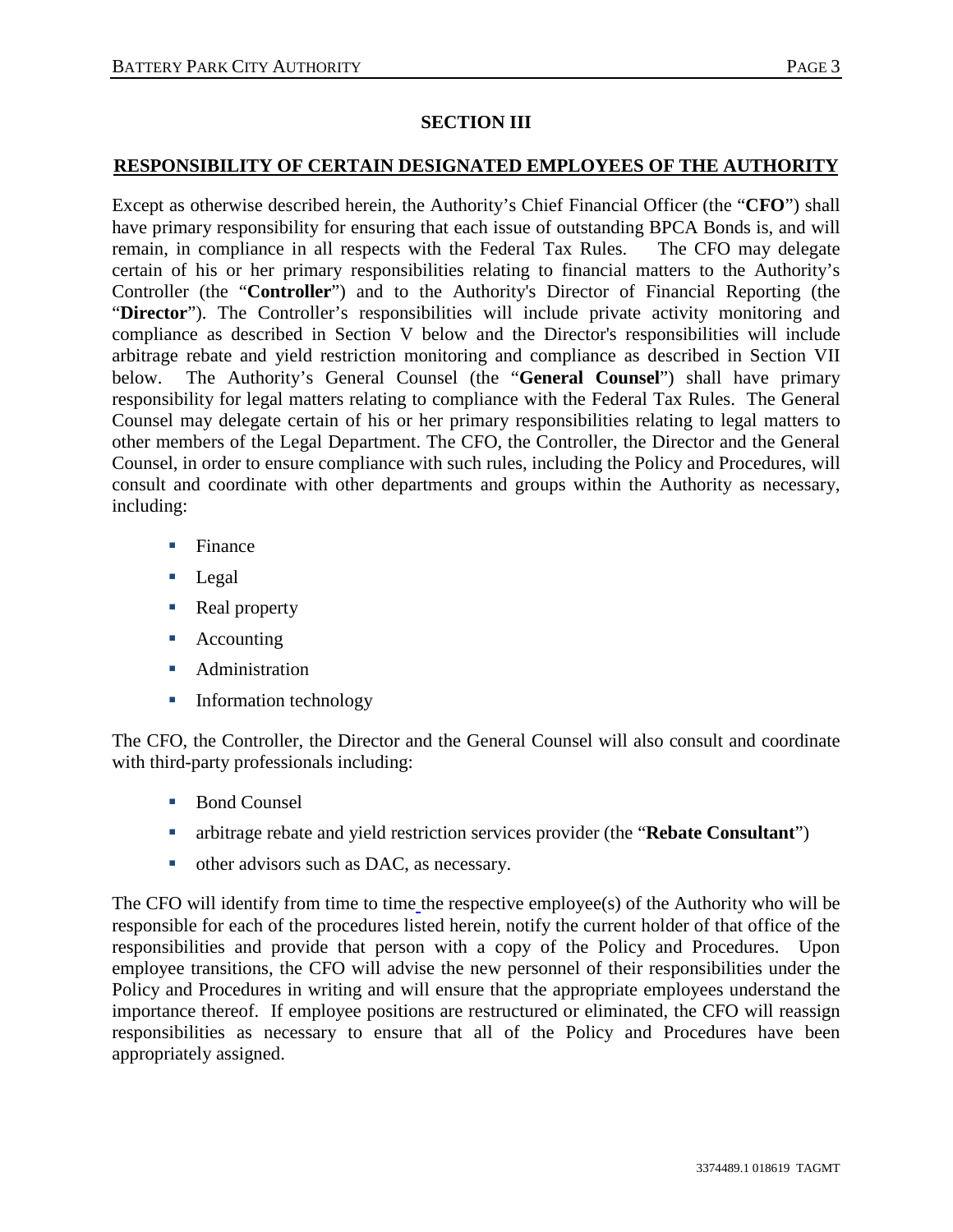## SECTION III

## RESPONSIBILITY OF CERTAIN DESIGNATED EMPLOYEES OF THE AUTHORITY

Except as otherwise described herein, the Authority's Chief Financial Officer (the "**CFO**") shall have primary responsibility for ensuring that each issue of outstanding BPCA Bonds is, and will remain, in compliance in all respects with the Federal Tax Rules. The CFO may delegate certain of his or her primary responsibilities relating to financial matters to the Authority's Controller (the "**Controller**") and to the Authority's Director of Financial Reporting (the "**Director**"). The Controller's responsibilities will include private activity monitoring and compliance as described in Section V below and the Director's responsibilities will include arbitrage rebate and yield restriction monitoring and compliance as described in Section VII below. The Authority's General Counsel (the "**General Counsel**") shall have primary responsibility for legal matters relating to compliance with the Federal Tax Rules. The General Counsel may delegate certain of his or her primary responsibilities relating to legal matters to other members of the Legal Department. The CFO, the Controller, the Director and the General Counsel, in order to ensure compliance with such rules, including the Policy and Procedures, will consult and coordinate with other departments and groups within the Authority as necessary, including:

- Finance
- Legal
- Real property
- Accounting
- Administration
- Information technology

The CFO, the Controller, the Director and the General Counsel will also consult and coordinate with third-party professionals including:

- Bond Counsel
- arbitrage rebate and yield restriction services provider (the "**Rebate Consultant**")
- other advisors such as DAC, as necessary.

The CFO will identify from time to time the respective employee(s) of the Authority who will be responsible for each of the procedures listed herein, notify the current holder of that office of the responsibilities and provide that person with a copy of the Policy and Procedures. Upon employee transitions, the CFO will advise the new personnel of their responsibilities under the Policy and Procedures in writing and will ensure that the appropriate employees understand the importance thereof. If employee positions are restructured or eliminated, the CFO will reassign responsibilities as necessary to ensure that all of the Policy and Procedures have been appropriately assigned.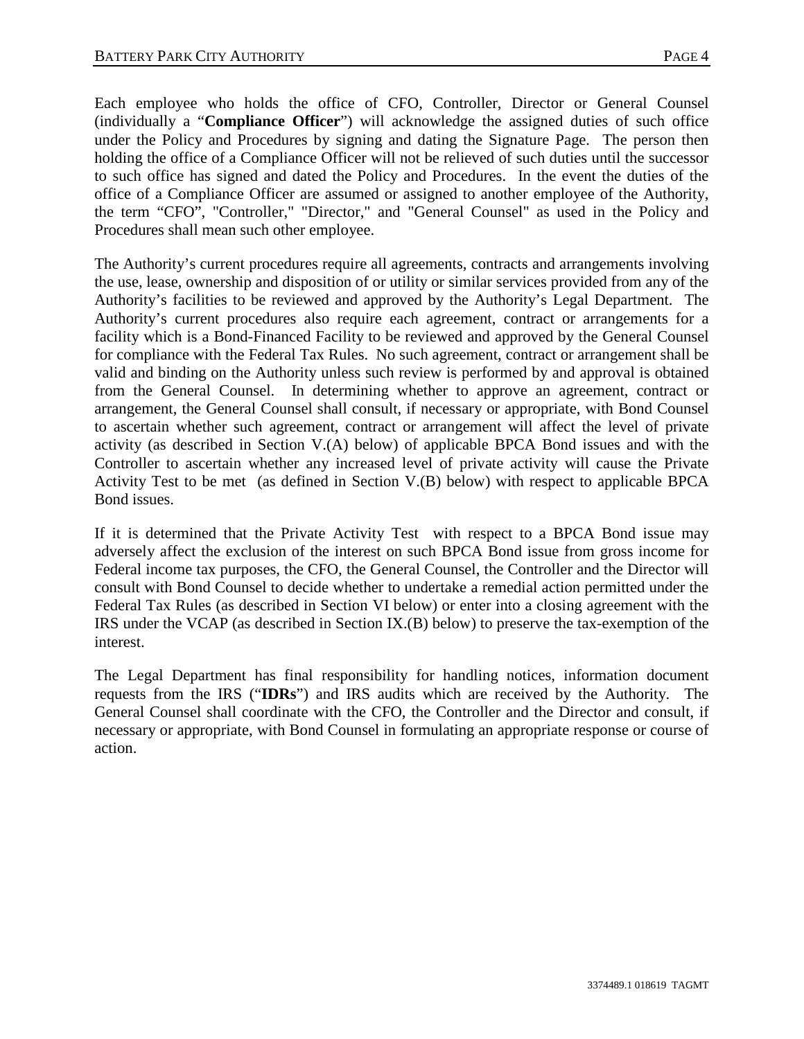Each employee who holds the office of CFO, Controller, Director or General Counsel (individually a "**Compliance Officer**") will acknowledge the assigned duties of such office under the Policy and Procedures by signing and dating the Signature Page. The person then holding the office of a Compliance Officer will not be relieved of such duties until the successor to such office has signed and dated the Policy and Procedures. In the event the duties of the office of a Compliance Officer are assumed or assigned to another employee of the Authority, the term "CFO", "Controller," "Director," and "General Counsel" as used in the Policy and Procedures shall mean such other employee.

The Authority's current procedures require all agreements, contracts and arrangements involving the use, lease, ownership and disposition of or utility or similar services provided from any of the Authority's facilities to be reviewed and approved by the Authority's Legal Department. The Authority's current procedures also require each agreement, contract or arrangements for a facility which is a Bond-Financed Facility to be reviewed and approved by the General Counsel for compliance with the Federal Tax Rules. No such agreement, contract or arrangement shall be valid and binding on the Authority unless such review is performed by and approval is obtained from the General Counsel. In determining whether to approve an agreement, contract or arrangement, the General Counsel shall consult, if necessary or appropriate, with Bond Counsel to ascertain whether such agreement, contract or arrangement will affect the level of private activity (as described in Section V.(A) below) of applicable BPCA Bond issues and with the Controller to ascertain whether any increased level of private activity will cause the Private Activity Test to be met (as defined in Section V.(B) below) with respect to applicable BPCA Bond issues.

If it is determined that the Private Activity Test with respect to a BPCA Bond issue may adversely affect the exclusion of the interest on such BPCA Bond issue from gross income for Federal income tax purposes, the CFO, the General Counsel, the Controller and the Director will consult with Bond Counsel to decide whether to undertake a remedial action permitted under the Federal Tax Rules (as described in Section VI below) or enter into a closing agreement with the IRS under the VCAP (as described in Section IX.(B) below) to preserve the tax-exemption of the interest.

The Legal Department has final responsibility for handling notices, information document requests from the IRS ("**IDRs**") and IRS audits which are received by the Authority. The General Counsel shall coordinate with the CFO, the Controller and the Director and consult, if necessary or appropriate, with Bond Counsel in formulating an appropriate response or course of action.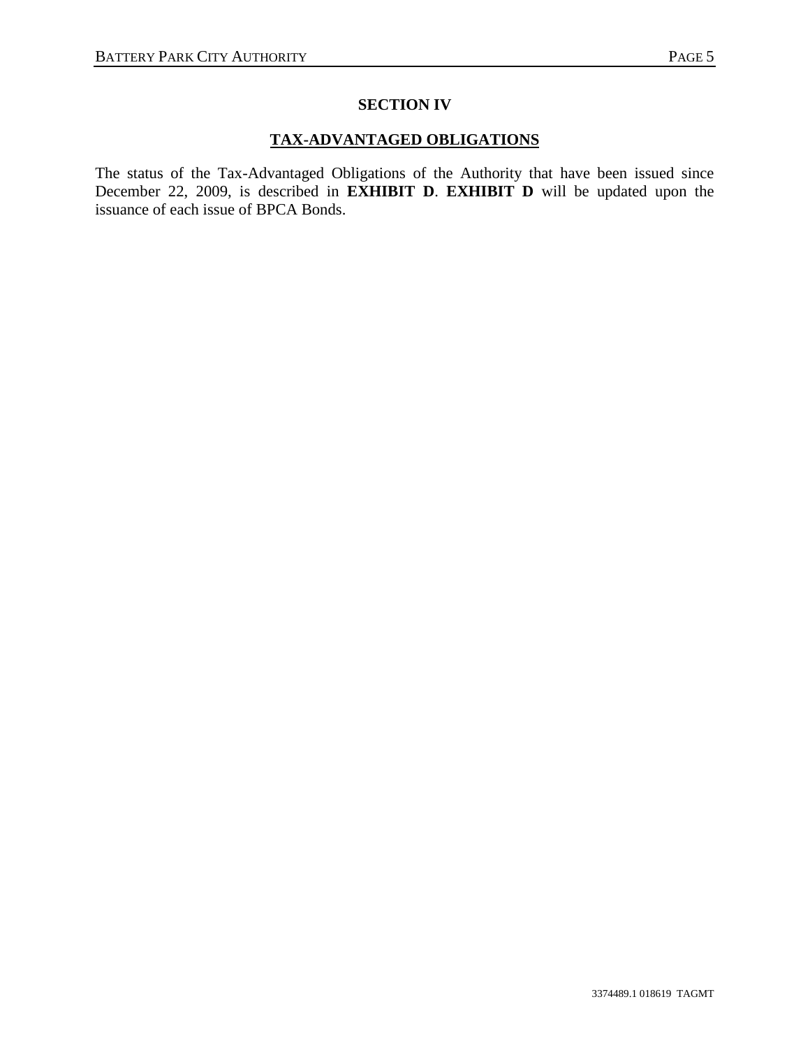## SECTION IV

## TAX-ADVANTAGED OBLIGATIONS

The status of the Tax-Advantaged Obligations of the Authority that have been issued since December 22, 2009, is described in **EXHIBIT D**. **EXHIBIT D** will be updated upon the issuance of each issue of BPCA Bonds.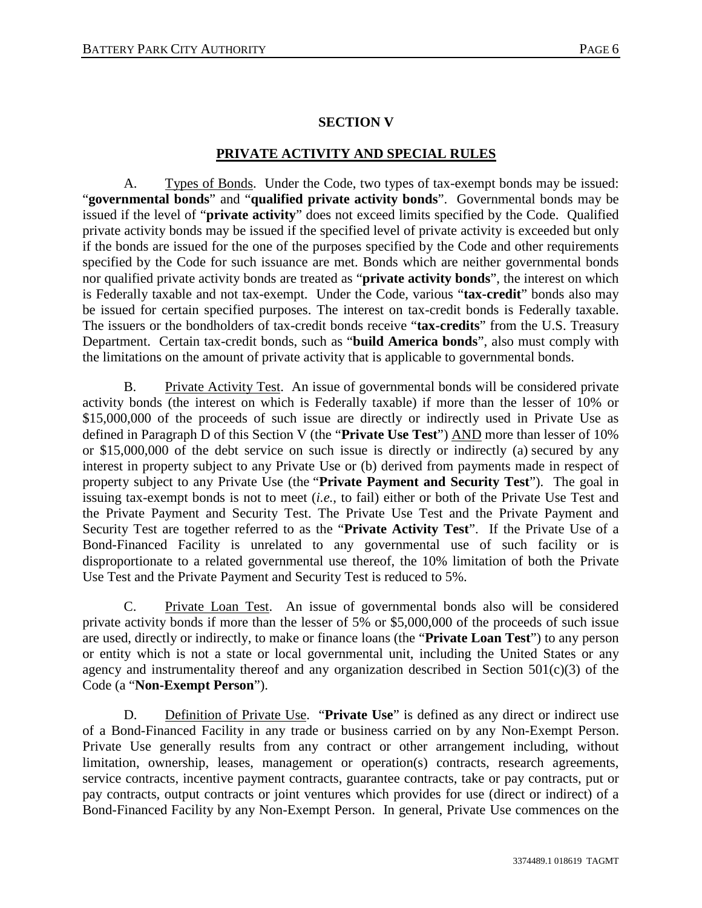## SECTION V

## PRIVATE ACTIVITY AND SPECIAL RULES

A. Types of Bonds. Under the Code, two types of tax-exempt bonds may be issued: "**governmental bonds**" and "**qualified private activity bonds**". Governmental bonds may be issued if the level of "**private activity**" does not exceed limits specified by the Code. Qualified private activity bonds may be issued if the specified level of private activity is exceeded but only if the bonds are issued for the one of the purposes specified by the Code and other requirements specified by the Code for such issuance are met. Bonds which are neither governmental bonds nor qualified private activity bonds are treated as "**private activity bonds**", the interest on which is Federally taxable and not tax-exempt. Under the Code, various "**tax-credit**" bonds also may be issued for certain specified purposes. The interest on tax-credit bonds is Federally taxable. The issuers or the bondholders of tax-credit bonds receive "**tax-credits**" from the U.S. Treasury Department. Certain tax-credit bonds, such as "**build America bonds**", also must comply with the limitations on the amount of private activity that is applicable to governmental bonds.

B. Private Activity Test. An issue of governmental bonds will be considered private activity bonds (the interest on which is Federally taxable) if more than the lesser of 10% or $15,000,000 of the proceeds of such issue are directly or indirectly used in Private Use as defined in Paragraph D of this Section V (the "**Private Use Test**") AND more than lesser of 10% or $15,000,000 of the debt service on such issue is directly or indirectly (a) secured by any interest in property subject to any Private Use or (b) derived from payments made in respect of property subject to any Private Use (the "**Private Payment and Security Test**"). The goal in issuing tax-exempt bonds is not to meet (*i.e.*, to fail) either or both of the Private Use Test and the Private Payment and Security Test. The Private Use Test and the Private Payment and Security Test are together referred to as the "**Private Activity Test**". If the Private Use of a Bond-Financed Facility is unrelated to any governmental use of such facility or is disproportionate to a related governmental use thereof, the 10% limitation of both the Private Use Test and the Private Payment and Security Test is reduced to 5%.

C. Private Loan Test. An issue of governmental bonds also will be considered private activity bonds if more than the lesser of 5% or $5,000,000 of the proceeds of such issue are used, directly or indirectly, to make or finance loans (the "**Private Loan Test**") to any person or entity which is not a state or local governmental unit, including the United States or any agency and instrumentality thereof and any organization described in Section 501(c)(3) of the Code (a "**Non-Exempt Person**").

D. Definition of Private Use. "**Private Use**" is defined as any direct or indirect use of a Bond-Financed Facility in any trade or business carried on by any Non-Exempt Person. Private Use generally results from any contract or other arrangement including, without limitation, ownership, leases, management or operation(s) contracts, research agreements, service contracts, incentive payment contracts, guarantee contracts, take or pay contracts, put or pay contracts, output contracts or joint ventures which provides for use (direct or indirect) of a Bond-Financed Facility by any Non-Exempt Person. In general, Private Use commences on the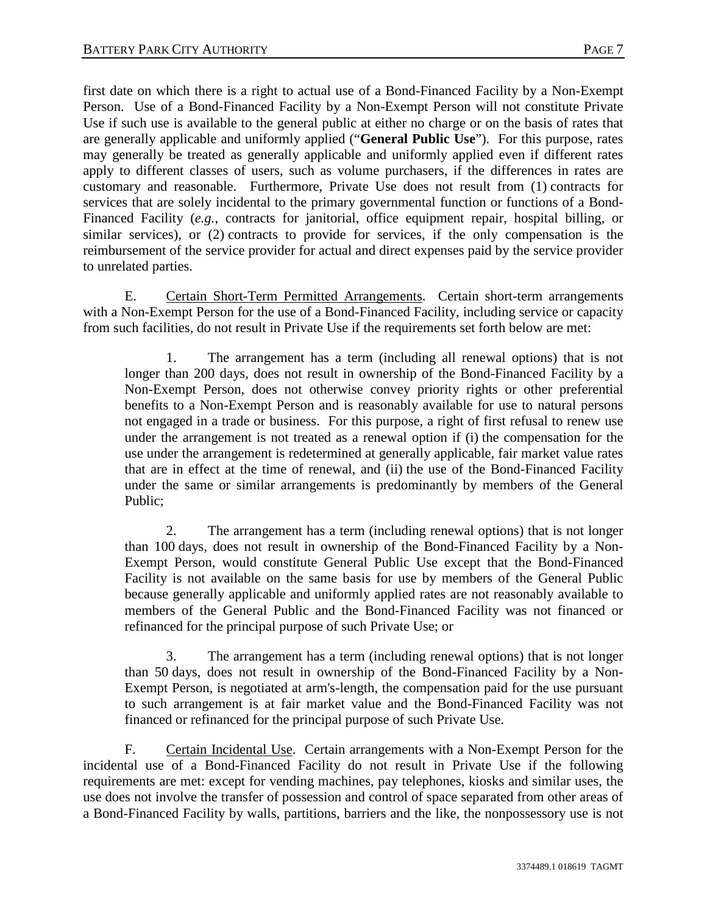first date on which there is a right to actual use of a Bond-Financed Facility by a Non-Exempt Person. Use of a Bond-Financed Facility by a Non-Exempt Person will not constitute Private Use if such use is available to the general public at either no charge or on the basis of rates that are generally applicable and uniformly applied ("**General Public Use**"). For this purpose, rates may generally be treated as generally applicable and uniformly applied even if different rates apply to different classes of users, such as volume purchasers, if the differences in rates are customary and reasonable. Furthermore, Private Use does not result from (1) contracts for services that are solely incidental to the primary governmental function or functions of a Bond-Financed Facility (*e.g.*, contracts for janitorial, office equipment repair, hospital billing, or similar services), or (2) contracts to provide for services, if the only compensation is the reimbursement of the service provider for actual and direct expenses paid by the service provider to unrelated parties.

E. Certain Short-Term Permitted Arrangements. Certain short-term arrangements with a Non-Exempt Person for the use of a Bond-Financed Facility, including service or capacity from such facilities, do not result in Private Use if the requirements set forth below are met:

1. The arrangement has a term (including all renewal options) that is not longer than 200 days, does not result in ownership of the Bond-Financed Facility by a Non-Exempt Person, does not otherwise convey priority rights or other preferential benefits to a Non-Exempt Person and is reasonably available for use to natural persons not engaged in a trade or business. For this purpose, a right of first refusal to renew use under the arrangement is not treated as a renewal option if (i) the compensation for the use under the arrangement is redetermined at generally applicable, fair market value rates that are in effect at the time of renewal, and (ii) the use of the Bond-Financed Facility under the same or similar arrangements is predominantly by members of the General Public;

2. The arrangement has a term (including renewal options) that is not longer than 100 days, does not result in ownership of the Bond-Financed Facility by a Non-Exempt Person, would constitute General Public Use except that the Bond-Financed Facility is not available on the same basis for use by members of the General Public because generally applicable and uniformly applied rates are not reasonably available to members of the General Public and the Bond-Financed Facility was not financed or refinanced for the principal purpose of such Private Use; or

3. The arrangement has a term (including renewal options) that is not longer than 50 days, does not result in ownership of the Bond-Financed Facility by a Non-Exempt Person, is negotiated at arm's-length, the compensation paid for the use pursuant to such arrangement is at fair market value and the Bond-Financed Facility was not financed or refinanced for the principal purpose of such Private Use.

F. Certain Incidental Use. Certain arrangements with a Non-Exempt Person for the incidental use of a Bond-Financed Facility do not result in Private Use if the following requirements are met: except for vending machines, pay telephones, kiosks and similar uses, the use does not involve the transfer of possession and control of space separated from other areas of a Bond-Financed Facility by walls, partitions, barriers and the like, the nonpossessory use is not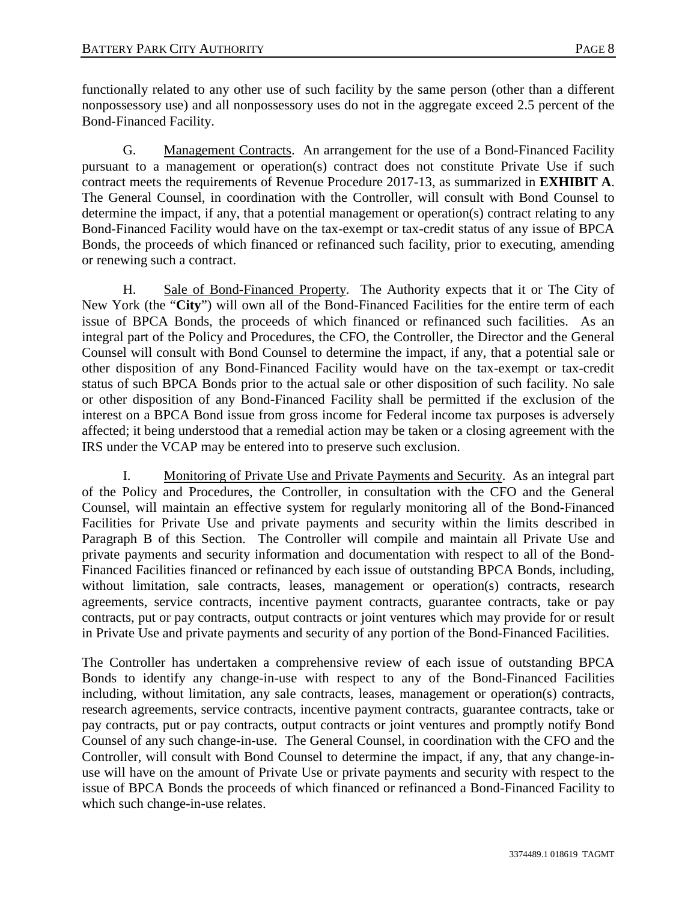functionally related to any other use of such facility by the same person (other than a different nonpossessory use) and all nonpossessory uses do not in the aggregate exceed 2.5 percent of the Bond-Financed Facility.

G. Management Contracts. An arrangement for the use of a Bond-Financed Facility pursuant to a management or operation(s) contract does not constitute Private Use if such contract meets the requirements of Revenue Procedure 2017-13, as summarized in **EXHIBIT A**. The General Counsel, in coordination with the Controller, will consult with Bond Counsel to determine the impact, if any, that a potential management or operation(s) contract relating to any Bond-Financed Facility would have on the tax-exempt or tax-credit status of any issue of BPCA Bonds, the proceeds of which financed or refinanced such facility, prior to executing, amending or renewing such a contract.

H. Sale of Bond-Financed Property. The Authority expects that it or The City of New York (the "**City**") will own all of the Bond-Financed Facilities for the entire term of each issue of BPCA Bonds, the proceeds of which financed or refinanced such facilities. As an integral part of the Policy and Procedures, the CFO, the Controller, the Director and the General Counsel will consult with Bond Counsel to determine the impact, if any, that a potential sale or other disposition of any Bond-Financed Facility would have on the tax-exempt or tax-credit status of such BPCA Bonds prior to the actual sale or other disposition of such facility. No sale or other disposition of any Bond-Financed Facility shall be permitted if the exclusion of the interest on a BPCA Bond issue from gross income for Federal income tax purposes is adversely affected; it being understood that a remedial action may be taken or a closing agreement with the IRS under the VCAP may be entered into to preserve such exclusion.

I. Monitoring of Private Use and Private Payments and Security. As an integral part of the Policy and Procedures, the Controller, in consultation with the CFO and the General Counsel, will maintain an effective system for regularly monitoring all of the Bond-Financed Facilities for Private Use and private payments and security within the limits described in Paragraph B of this Section. The Controller will compile and maintain all Private Use and private payments and security information and documentation with respect to all of the Bond-Financed Facilities financed or refinanced by each issue of outstanding BPCA Bonds, including, without limitation, sale contracts, leases, management or operation(s) contracts, research agreements, service contracts, incentive payment contracts, guarantee contracts, take or pay contracts, put or pay contracts, output contracts or joint ventures which may provide for or result in Private Use and private payments and security of any portion of the Bond-Financed Facilities.

The Controller has undertaken a comprehensive review of each issue of outstanding BPCA Bonds to identify any change-in-use with respect to any of the Bond-Financed Facilities including, without limitation, any sale contracts, leases, management or operation(s) contracts, research agreements, service contracts, incentive payment contracts, guarantee contracts, take or pay contracts, put or pay contracts, output contracts or joint ventures and promptly notify Bond Counsel of any such change-in-use. The General Counsel, in coordination with the CFO and the Controller, will consult with Bond Counsel to determine the impact, if any, that any change-in-use will have on the amount of Private Use or private payments and security with respect to the issue of BPCA Bonds the proceeds of which financed or refinanced a Bond-Financed Facility to which such change-in-use relates.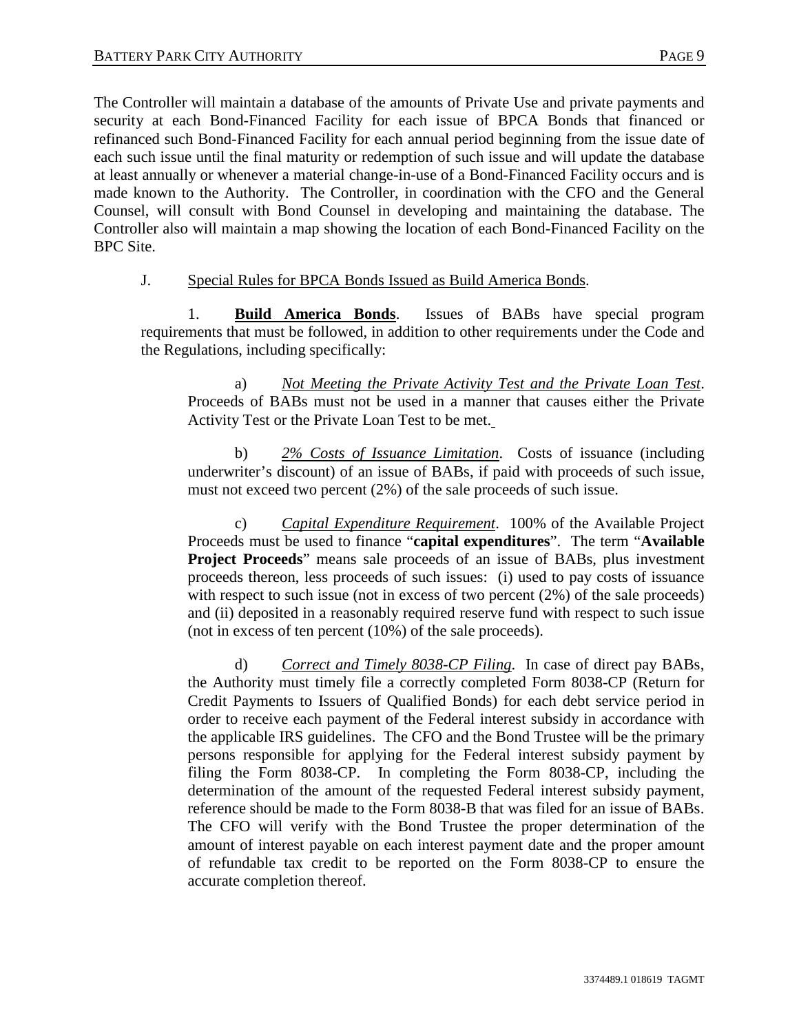The Controller will maintain a database of the amounts of Private Use and private payments and security at each Bond-Financed Facility for each issue of BPCA Bonds that financed or refinanced such Bond-Financed Facility for each annual period beginning from the issue date of each such issue until the final maturity or redemption of such issue and will update the database at least annually or whenever a material change-in-use of a Bond-Financed Facility occurs and is made known to the Authority. The Controller, in coordination with the CFO and the General Counsel, will consult with Bond Counsel in developing and maintaining the database. The Controller also will maintain a map showing the location of each Bond-Financed Facility on the BPC Site.

J. Special Rules for BPCA Bonds Issued as Build America Bonds.

1. **Build America Bonds**. Issues of BABs have special program requirements that must be followed, in addition to other requirements under the Code and the Regulations, including specifically:

a) *Not Meeting the Private Activity Test and the Private Loan Test*. Proceeds of BABs must not be used in a manner that causes either the Private Activity Test or the Private Loan Test to be met.

b) *2% Costs of Issuance Limitation*. Costs of issuance (including underwriter's discount) of an issue of BABs, if paid with proceeds of such issue, must not exceed two percent (2%) of the sale proceeds of such issue.

c) *Capital Expenditure Requirement*. 100% of the Available Project Proceeds must be used to finance "**capital expenditures**". The term "**Available Project Proceeds**" means sale proceeds of an issue of BABs, plus investment proceeds thereon, less proceeds of such issues: (i) used to pay costs of issuance with respect to such issue (not in excess of two percent (2%) of the sale proceeds) and (ii) deposited in a reasonably required reserve fund with respect to such issue (not in excess of ten percent (10%) of the sale proceeds).

d) *Correct and Timely 8038-CP Filing*. In case of direct pay BABs, the Authority must timely file a correctly completed Form 8038-CP (Return for Credit Payments to Issuers of Qualified Bonds) for each debt service period in order to receive each payment of the Federal interest subsidy in accordance with the applicable IRS guidelines. The CFO and the Bond Trustee will be the primary persons responsible for applying for the Federal interest subsidy payment by filing the Form 8038-CP. In completing the Form 8038-CP, including the determination of the amount of the requested Federal interest subsidy payment, reference should be made to the Form 8038-B that was filed for an issue of BABs. The CFO will verify with the Bond Trustee the proper determination of the amount of interest payable on each interest payment date and the proper amount of refundable tax credit to be reported on the Form 8038-CP to ensure the accurate completion thereof.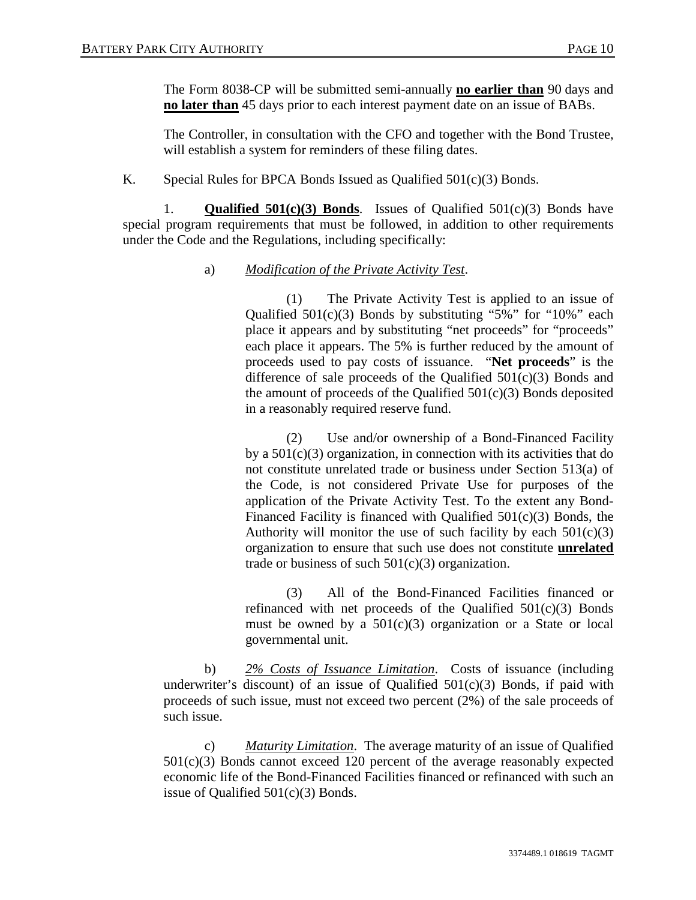The Form 8038-CP will be submitted semi-annually **no earlier than** 90 days and **no later than** 45 days prior to each interest payment date on an issue of BABs.

The Controller, in consultation with the CFO and together with the Bond Trustee, will establish a system for reminders of these filing dates.

K. Special Rules for BPCA Bonds Issued as Qualified 501(c)(3) Bonds.

1. **Qualified 501(c)(3) Bonds**. Issues of Qualified 501(c)(3) Bonds have special program requirements that must be followed, in addition to other requirements under the Code and the Regulations, including specifically:

a) *Modification of the Private Activity Test*.

(1) The Private Activity Test is applied to an issue of Qualified 501(c)(3) Bonds by substituting "5%" for "10%" each place it appears and by substituting "net proceeds" for "proceeds" each place it appears. The 5% is further reduced by the amount of proceeds used to pay costs of issuance. "**Net proceeds**" is the difference of sale proceeds of the Qualified 501(c)(3) Bonds and the amount of proceeds of the Qualified 501(c)(3) Bonds deposited in a reasonably required reserve fund.

(2) Use and/or ownership of a Bond-Financed Facility by a 501(c)(3) organization, in connection with its activities that do not constitute unrelated trade or business under Section 513(a) of the Code, is not considered Private Use for purposes of the application of the Private Activity Test. To the extent any Bond-Financed Facility is financed with Qualified 501(c)(3) Bonds, the Authority will monitor the use of such facility by each 501(c)(3) organization to ensure that such use does not constitute **unrelated** trade or business of such 501(c)(3) organization.

(3) All of the Bond-Financed Facilities financed or refinanced with net proceeds of the Qualified 501(c)(3) Bonds must be owned by a 501(c)(3) organization or a State or local governmental unit.

b) *2% Costs of Issuance Limitation*. Costs of issuance (including underwriter's discount) of an issue of Qualified 501(c)(3) Bonds, if paid with proceeds of such issue, must not exceed two percent (2%) of the sale proceeds of such issue.

c) *Maturity Limitation*. The average maturity of an issue of Qualified 501(c)(3) Bonds cannot exceed 120 percent of the average reasonably expected economic life of the Bond-Financed Facilities financed or refinanced with such an issue of Qualified 501(c)(3) Bonds.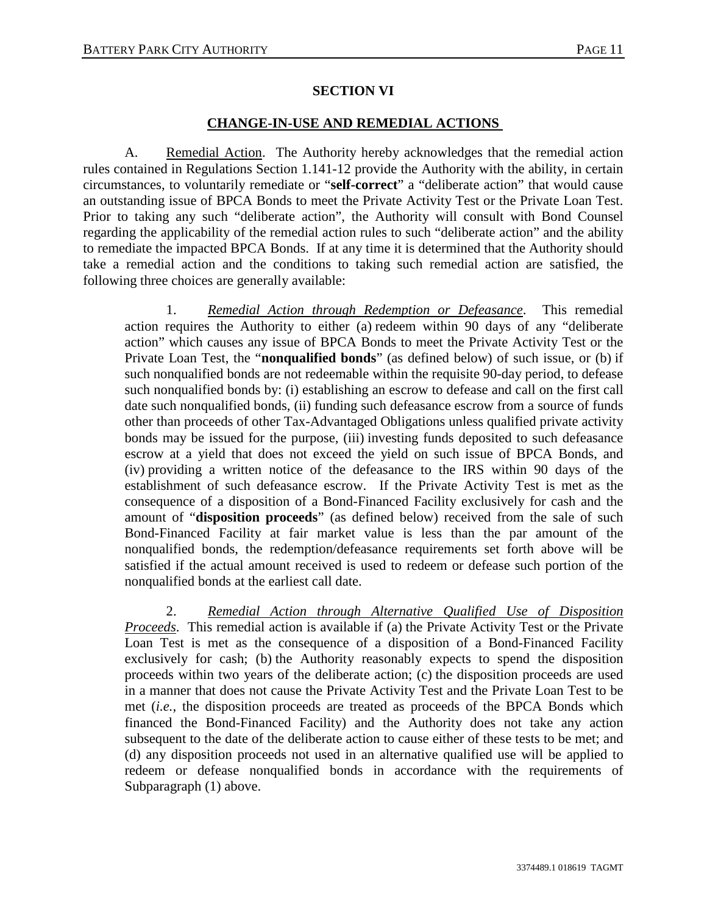## SECTION VI

## CHANGE-IN-USE AND REMEDIAL ACTIONS

A. Remedial Action. The Authority hereby acknowledges that the remedial action rules contained in Regulations Section 1.141-12 provide the Authority with the ability, in certain circumstances, to voluntarily remediate or "**self-correct**" a "deliberate action" that would cause an outstanding issue of BPCA Bonds to meet the Private Activity Test or the Private Loan Test. Prior to taking any such "deliberate action", the Authority will consult with Bond Counsel regarding the applicability of the remedial action rules to such "deliberate action" and the ability to remediate the impacted BPCA Bonds. If at any time it is determined that the Authority should take a remedial action and the conditions to taking such remedial action are satisfied, the following three choices are generally available:

1. *Remedial Action through Redemption or Defeasance*. This remedial action requires the Authority to either (a) redeem within 90 days of any "deliberate action" which causes any issue of BPCA Bonds to meet the Private Activity Test or the Private Loan Test, the "**nonqualified bonds**" (as defined below) of such issue, or (b) if such nonqualified bonds are not redeemable within the requisite 90-day period, to defease such nonqualified bonds by: (i) establishing an escrow to defease and call on the first call date such nonqualified bonds, (ii) funding such defeasance escrow from a source of funds other than proceeds of other Tax-Advantaged Obligations unless qualified private activity bonds may be issued for the purpose, (iii) investing funds deposited to such defeasance escrow at a yield that does not exceed the yield on such issue of BPCA Bonds, and (iv) providing a written notice of the defeasance to the IRS within 90 days of the establishment of such defeasance escrow. If the Private Activity Test is met as the consequence of a disposition of a Bond-Financed Facility exclusively for cash and the amount of "**disposition proceeds**" (as defined below) received from the sale of such Bond-Financed Facility at fair market value is less than the par amount of the nonqualified bonds, the redemption/defeasance requirements set forth above will be satisfied if the actual amount received is used to redeem or defease such portion of the nonqualified bonds at the earliest call date.

2. *Remedial Action through Alternative Qualified Use of Disposition Proceeds*. This remedial action is available if (a) the Private Activity Test or the Private Loan Test is met as the consequence of a disposition of a Bond-Financed Facility exclusively for cash; (b) the Authority reasonably expects to spend the disposition proceeds within two years of the deliberate action; (c) the disposition proceeds are used in a manner that does not cause the Private Activity Test and the Private Loan Test to be met (*i.e.*, the disposition proceeds are treated as proceeds of the BPCA Bonds which financed the Bond-Financed Facility) and the Authority does not take any action subsequent to the date of the deliberate action to cause either of these tests to be met; and (d) any disposition proceeds not used in an alternative qualified use will be applied to redeem or defease nonqualified bonds in accordance with the requirements of Subparagraph (1) above.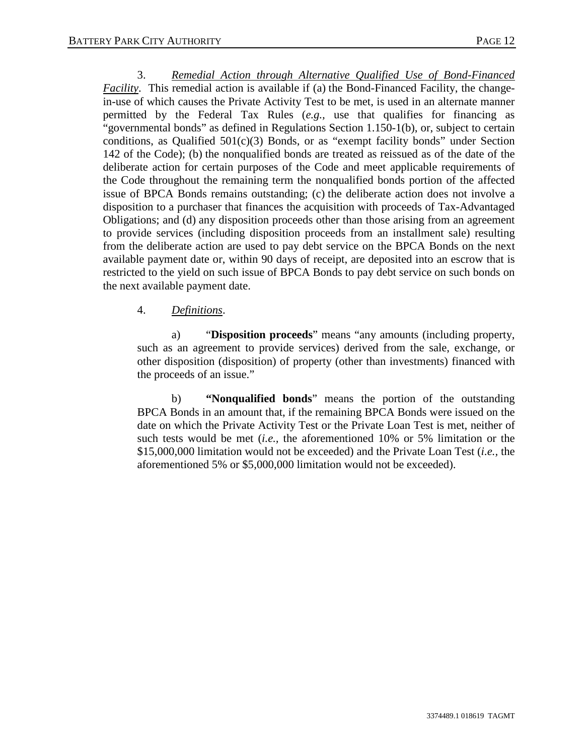3. *Remedial Action through Alternative Qualified Use of Bond-Financed Facility*. This remedial action is available if (a) the Bond-Financed Facility, the change-in-use of which causes the Private Activity Test to be met, is used in an alternate manner permitted by the Federal Tax Rules (*e.g.*, use that qualifies for financing as "governmental bonds" as defined in Regulations Section 1.150-1(b), or, subject to certain conditions, as Qualified 501(c)(3) Bonds, or as "exempt facility bonds" under Section 142 of the Code); (b) the nonqualified bonds are treated as reissued as of the date of the deliberate action for certain purposes of the Code and meet applicable requirements of the Code throughout the remaining term the nonqualified bonds portion of the affected issue of BPCA Bonds remains outstanding; (c) the deliberate action does not involve a disposition to a purchaser that finances the acquisition with proceeds of Tax-Advantaged Obligations; and (d) any disposition proceeds other than those arising from an agreement to provide services (including disposition proceeds from an installment sale) resulting from the deliberate action are used to pay debt service on the BPCA Bonds on the next available payment date or, within 90 days of receipt, are deposited into an escrow that is restricted to the yield on such issue of BPCA Bonds to pay debt service on such bonds on the next available payment date.

4. *Definitions*.

a) "**Disposition proceeds**" means "any amounts (including property, such as an agreement to provide services) derived from the sale, exchange, or other disposition (disposition) of property (other than investments) financed with the proceeds of an issue."

b) **"Nonqualified bonds**" means the portion of the outstanding BPCA Bonds in an amount that, if the remaining BPCA Bonds were issued on the date on which the Private Activity Test or the Private Loan Test is met, neither of such tests would be met (*i.e.*, the aforementioned 10% or 5% limitation or the \$15,000,000 limitation would not be exceeded) and the Private Loan Test (*i.e.*, the aforementioned 5% or \$5,000,000 limitation would not be exceeded).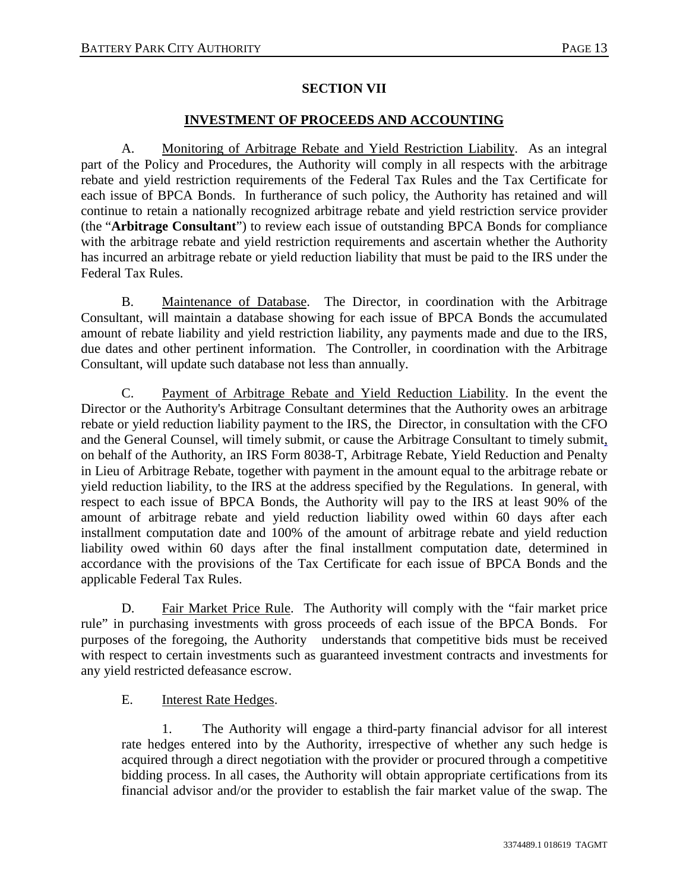## SECTION VII

## INVESTMENT OF PROCEEDS AND ACCOUNTING

A. Monitoring of Arbitrage Rebate and Yield Restriction Liability. As an integral part of the Policy and Procedures, the Authority will comply in all respects with the arbitrage rebate and yield restriction requirements of the Federal Tax Rules and the Tax Certificate for each issue of BPCA Bonds. In furtherance of such policy, the Authority has retained and will continue to retain a nationally recognized arbitrage rebate and yield restriction service provider (the "**Arbitrage Consultant**") to review each issue of outstanding BPCA Bonds for compliance with the arbitrage rebate and yield restriction requirements and ascertain whether the Authority has incurred an arbitrage rebate or yield reduction liability that must be paid to the IRS under the Federal Tax Rules.

B. Maintenance of Database. The Director, in coordination with the Arbitrage Consultant, will maintain a database showing for each issue of BPCA Bonds the accumulated amount of rebate liability and yield restriction liability, any payments made and due to the IRS, due dates and other pertinent information. The Controller, in coordination with the Arbitrage Consultant, will update such database not less than annually.

C. Payment of Arbitrage Rebate and Yield Reduction Liability. In the event the Director or the Authority's Arbitrage Consultant determines that the Authority owes an arbitrage rebate or yield reduction liability payment to the IRS, the Director, in consultation with the CFO and the General Counsel, will timely submit, or cause the Arbitrage Consultant to timely submit, on behalf of the Authority, an IRS Form 8038-T, Arbitrage Rebate, Yield Reduction and Penalty in Lieu of Arbitrage Rebate, together with payment in the amount equal to the arbitrage rebate or yield reduction liability, to the IRS at the address specified by the Regulations. In general, with respect to each issue of BPCA Bonds, the Authority will pay to the IRS at least 90% of the amount of arbitrage rebate and yield reduction liability owed within 60 days after each installment computation date and 100% of the amount of arbitrage rebate and yield reduction liability owed within 60 days after the final installment computation date, determined in accordance with the provisions of the Tax Certificate for each issue of BPCA Bonds and the applicable Federal Tax Rules.

D. Fair Market Price Rule. The Authority will comply with the "fair market price rule" in purchasing investments with gross proceeds of each issue of the BPCA Bonds. For purposes of the foregoing, the Authority understands that competitive bids must be received with respect to certain investments such as guaranteed investment contracts and investments for any yield restricted defeasance escrow.

E. Interest Rate Hedges.

1. The Authority will engage a third-party financial advisor for all interest rate hedges entered into by the Authority, irrespective of whether any such hedge is acquired through a direct negotiation with the provider or procured through a competitive bidding process. In all cases, the Authority will obtain appropriate certifications from its financial advisor and/or the provider to establish the fair market value of the swap. The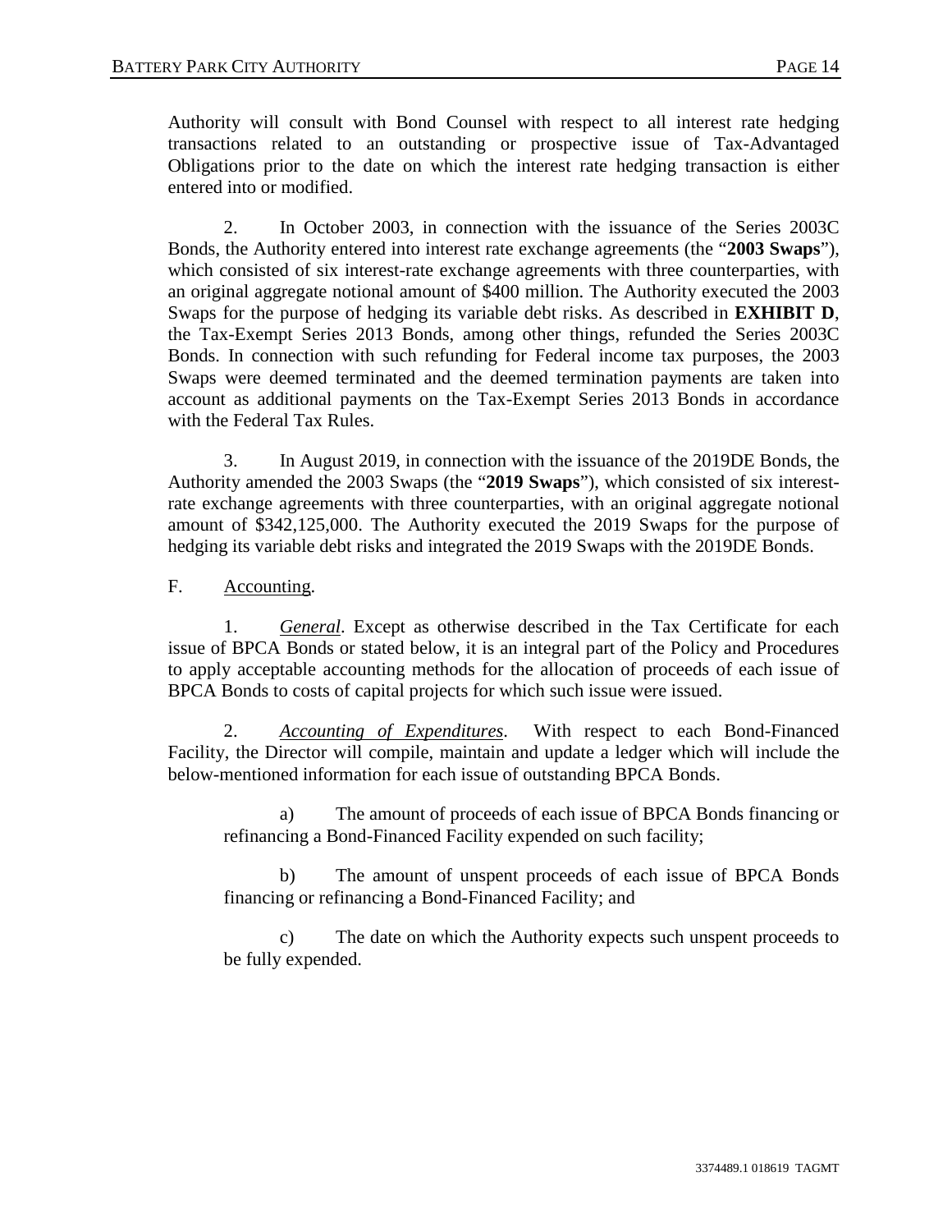Authority will consult with Bond Counsel with respect to all interest rate hedging transactions related to an outstanding or prospective issue of Tax-Advantaged Obligations prior to the date on which the interest rate hedging transaction is either entered into or modified.

2. In October 2003, in connection with the issuance of the Series 2003C Bonds, the Authority entered into interest rate exchange agreements (the "**2003 Swaps**"), which consisted of six interest-rate exchange agreements with three counterparties, with an original aggregate notional amount of $400 million. The Authority executed the 2003 Swaps for the purpose of hedging its variable debt risks. As described in **EXHIBIT D**, the Tax-Exempt Series 2013 Bonds, among other things, refunded the Series 2003C Bonds. In connection with such refunding for Federal income tax purposes, the 2003 Swaps were deemed terminated and the deemed termination payments are taken into account as additional payments on the Tax-Exempt Series 2013 Bonds in accordance with the Federal Tax Rules.

3. In August 2019, in connection with the issuance of the 2019DE Bonds, the Authority amended the 2003 Swaps (the "**2019 Swaps**"), which consisted of six interest-rate exchange agreements with three counterparties, with an original aggregate notional amount of $342,125,000. The Authority executed the 2019 Swaps for the purpose of hedging its variable debt risks and integrated the 2019 Swaps with the 2019DE Bonds.

F. Accounting.

1. *General*. Except as otherwise described in the Tax Certificate for each issue of BPCA Bonds or stated below, it is an integral part of the Policy and Procedures to apply acceptable accounting methods for the allocation of proceeds of each issue of BPCA Bonds to costs of capital projects for which such issue were issued.

2. *Accounting of Expenditures*. With respect to each Bond-Financed Facility, the Director will compile, maintain and update a ledger which will include the below-mentioned information for each issue of outstanding BPCA Bonds.

a) The amount of proceeds of each issue of BPCA Bonds financing or refinancing a Bond-Financed Facility expended on such facility;

b) The amount of unspent proceeds of each issue of BPCA Bonds financing or refinancing a Bond-Financed Facility; and

c) The date on which the Authority expects such unspent proceeds to be fully expended.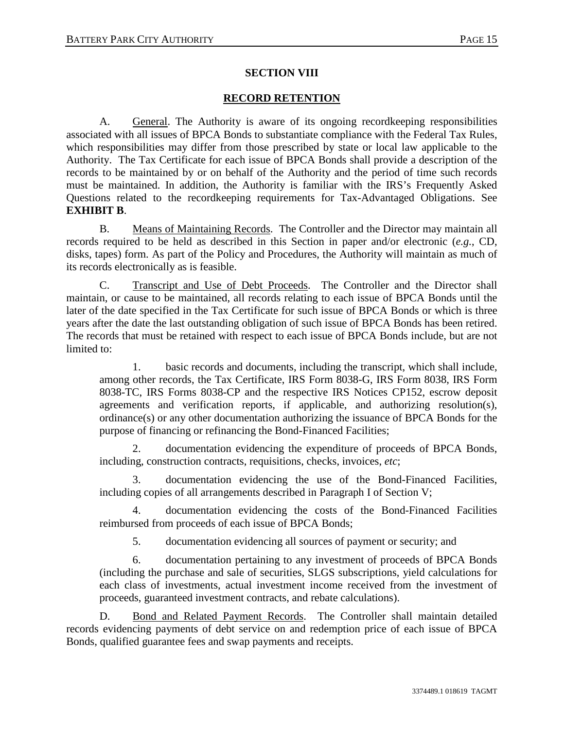## SECTION VIII

## RECORD RETENTION

A. General. The Authority is aware of its ongoing recordkeeping responsibilities associated with all issues of BPCA Bonds to substantiate compliance with the Federal Tax Rules, which responsibilities may differ from those prescribed by state or local law applicable to the Authority. The Tax Certificate for each issue of BPCA Bonds shall provide a description of the records to be maintained by or on behalf of the Authority and the period of time such records must be maintained. In addition, the Authority is familiar with the IRS's Frequently Asked Questions related to the recordkeeping requirements for Tax-Advantaged Obligations. See **EXHIBIT B**.

B. Means of Maintaining Records. The Controller and the Director may maintain all records required to be held as described in this Section in paper and/or electronic (*e.g.*, CD, disks, tapes) form. As part of the Policy and Procedures, the Authority will maintain as much of its records electronically as is feasible.

C. Transcript and Use of Debt Proceeds. The Controller and the Director shall maintain, or cause to be maintained, all records relating to each issue of BPCA Bonds until the later of the date specified in the Tax Certificate for such issue of BPCA Bonds or which is three years after the date the last outstanding obligation of such issue of BPCA Bonds has been retired. The records that must be retained with respect to each issue of BPCA Bonds include, but are not limited to:

1. basic records and documents, including the transcript, which shall include, among other records, the Tax Certificate, IRS Form 8038-G, IRS Form 8038, IRS Form 8038-TC, IRS Forms 8038-CP and the respective IRS Notices CP152, escrow deposit agreements and verification reports, if applicable, and authorizing resolution(s), ordinance(s) or any other documentation authorizing the issuance of BPCA Bonds for the purpose of financing or refinancing the Bond-Financed Facilities;

2. documentation evidencing the expenditure of proceeds of BPCA Bonds, including, construction contracts, requisitions, checks, invoices, *etc*;

3. documentation evidencing the use of the Bond-Financed Facilities, including copies of all arrangements described in Paragraph I of Section V;

4. documentation evidencing the costs of the Bond-Financed Facilities reimbursed from proceeds of each issue of BPCA Bonds;

5. documentation evidencing all sources of payment or security; and

6. documentation pertaining to any investment of proceeds of BPCA Bonds (including the purchase and sale of securities, SLGS subscriptions, yield calculations for each class of investments, actual investment income received from the investment of proceeds, guaranteed investment contracts, and rebate calculations).

D. Bond and Related Payment Records. The Controller shall maintain detailed records evidencing payments of debt service on and redemption price of each issue of BPCA Bonds, qualified guarantee fees and swap payments and receipts.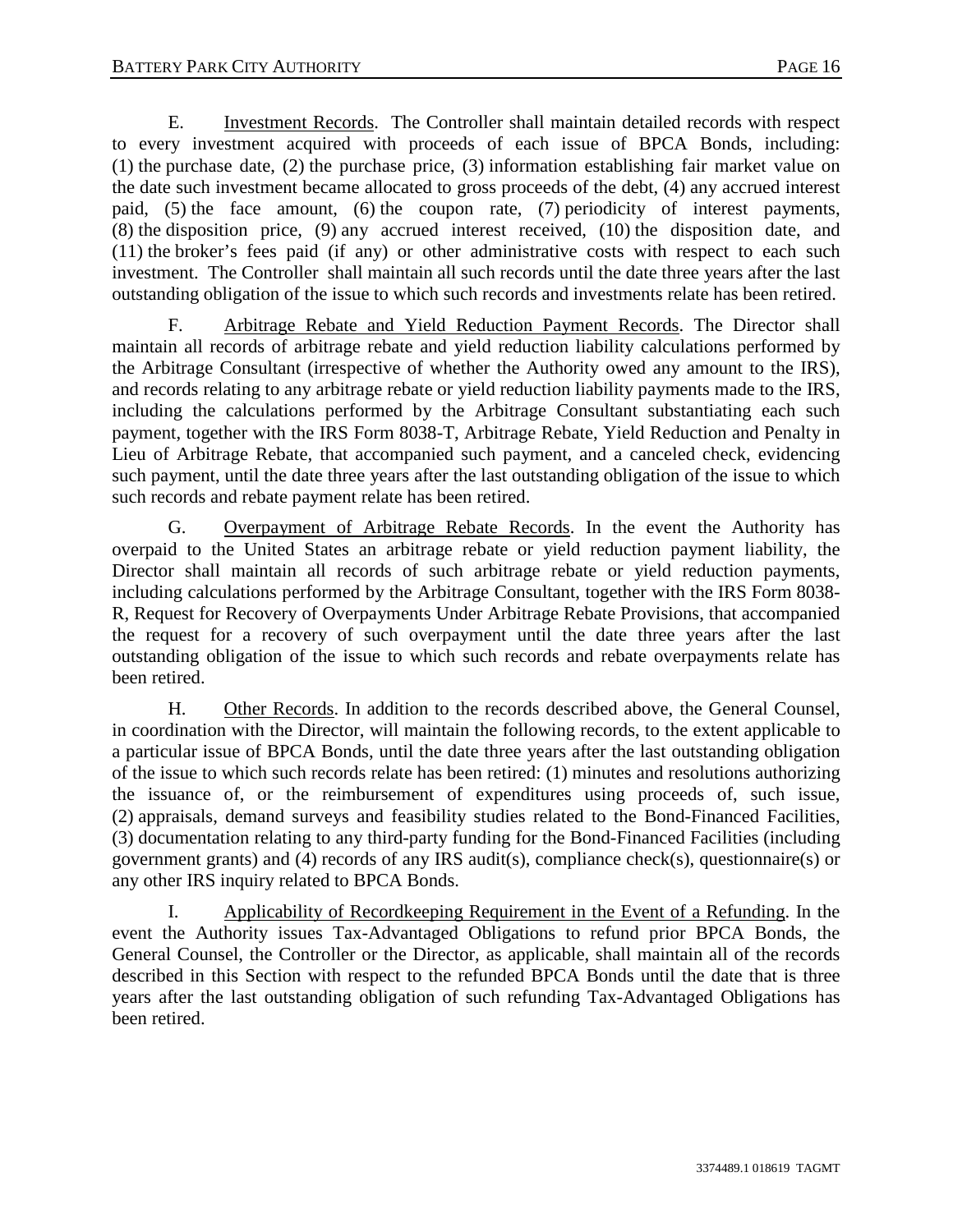E. Investment Records. The Controller shall maintain detailed records with respect to every investment acquired with proceeds of each issue of BPCA Bonds, including: (1) the purchase date, (2) the purchase price, (3) information establishing fair market value on the date such investment became allocated to gross proceeds of the debt, (4) any accrued interest paid, (5) the face amount, (6) the coupon rate, (7) periodicity of interest payments, (8) the disposition price, (9) any accrued interest received, (10) the disposition date, and (11) the broker's fees paid (if any) or other administrative costs with respect to each such investment. The Controller shall maintain all such records until the date three years after the last outstanding obligation of the issue to which such records and investments relate has been retired.

F. Arbitrage Rebate and Yield Reduction Payment Records. The Director shall maintain all records of arbitrage rebate and yield reduction liability calculations performed by the Arbitrage Consultant (irrespective of whether the Authority owed any amount to the IRS), and records relating to any arbitrage rebate or yield reduction liability payments made to the IRS, including the calculations performed by the Arbitrage Consultant substantiating each such payment, together with the IRS Form 8038-T, Arbitrage Rebate, Yield Reduction and Penalty in Lieu of Arbitrage Rebate, that accompanied such payment, and a canceled check, evidencing such payment, until the date three years after the last outstanding obligation of the issue to which such records and rebate payment relate has been retired.

G. Overpayment of Arbitrage Rebate Records. In the event the Authority has overpaid to the United States an arbitrage rebate or yield reduction payment liability, the Director shall maintain all records of such arbitrage rebate or yield reduction payments, including calculations performed by the Arbitrage Consultant, together with the IRS Form 8038-R, Request for Recovery of Overpayments Under Arbitrage Rebate Provisions, that accompanied the request for a recovery of such overpayment until the date three years after the last outstanding obligation of the issue to which such records and rebate overpayments relate has been retired.

H. Other Records. In addition to the records described above, the General Counsel, in coordination with the Director, will maintain the following records, to the extent applicable to a particular issue of BPCA Bonds, until the date three years after the last outstanding obligation of the issue to which such records relate has been retired: (1) minutes and resolutions authorizing the issuance of, or the reimbursement of expenditures using proceeds of, such issue, (2) appraisals, demand surveys and feasibility studies related to the Bond-Financed Facilities, (3) documentation relating to any third-party funding for the Bond-Financed Facilities (including government grants) and (4) records of any IRS audit(s), compliance check(s), questionnaire(s) or any other IRS inquiry related to BPCA Bonds.

I. Applicability of Recordkeeping Requirement in the Event of a Refunding. In the event the Authority issues Tax-Advantaged Obligations to refund prior BPCA Bonds, the General Counsel, the Controller or the Director, as applicable, shall maintain all of the records described in this Section with respect to the refunded BPCA Bonds until the date that is three years after the last outstanding obligation of such refunding Tax-Advantaged Obligations has been retired.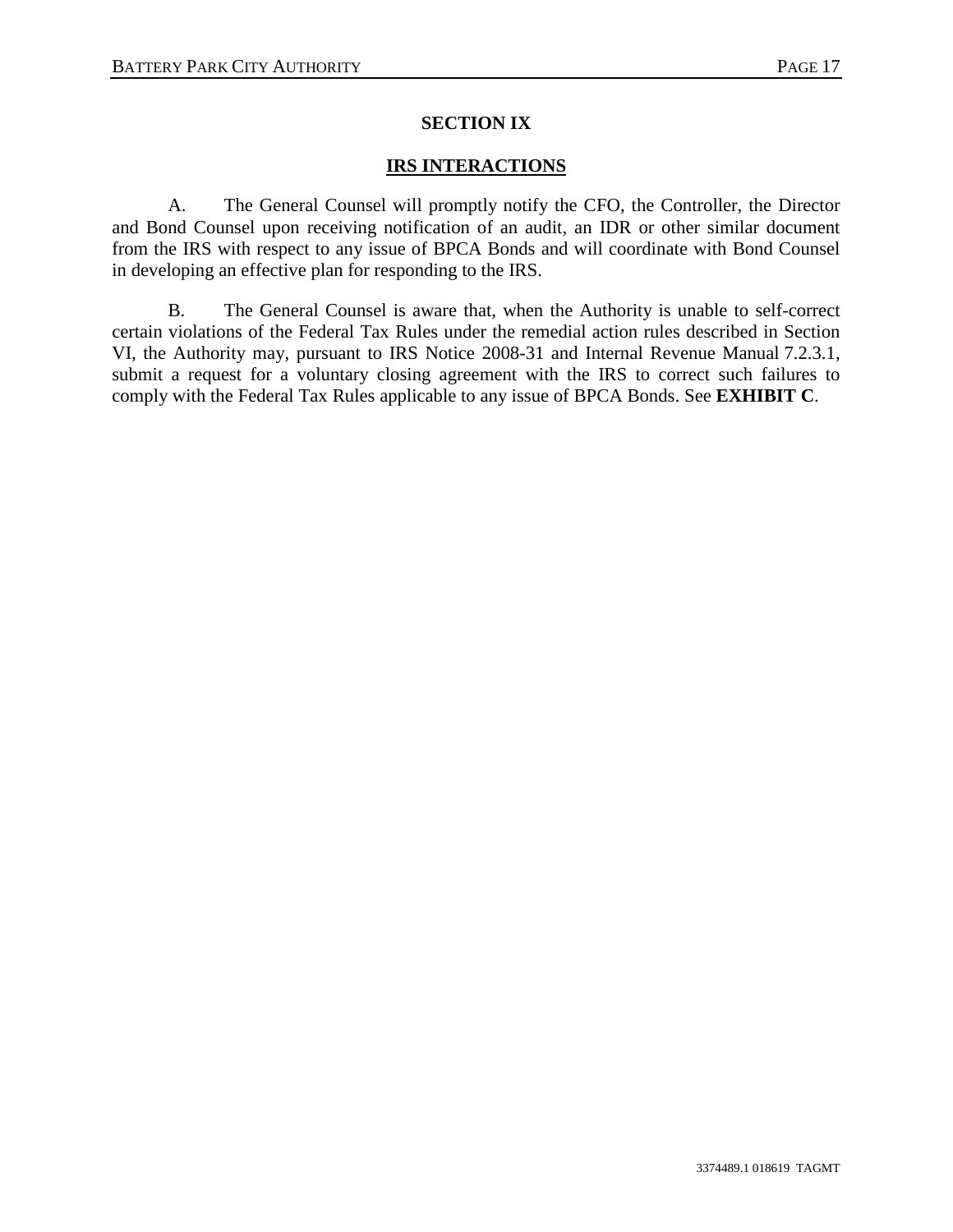## SECTION IX

## IRS INTERACTIONS

A. The General Counsel will promptly notify the CFO, the Controller, the Director and Bond Counsel upon receiving notification of an audit, an IDR or other similar document from the IRS with respect to any issue of BPCA Bonds and will coordinate with Bond Counsel in developing an effective plan for responding to the IRS.

B. The General Counsel is aware that, when the Authority is unable to self-correct certain violations of the Federal Tax Rules under the remedial action rules described in Section VI, the Authority may, pursuant to IRS Notice 2008-31 and Internal Revenue Manual 7.2.3.1, submit a request for a voluntary closing agreement with the IRS to correct such failures to comply with the Federal Tax Rules applicable to any issue of BPCA Bonds. See **EXHIBIT C**.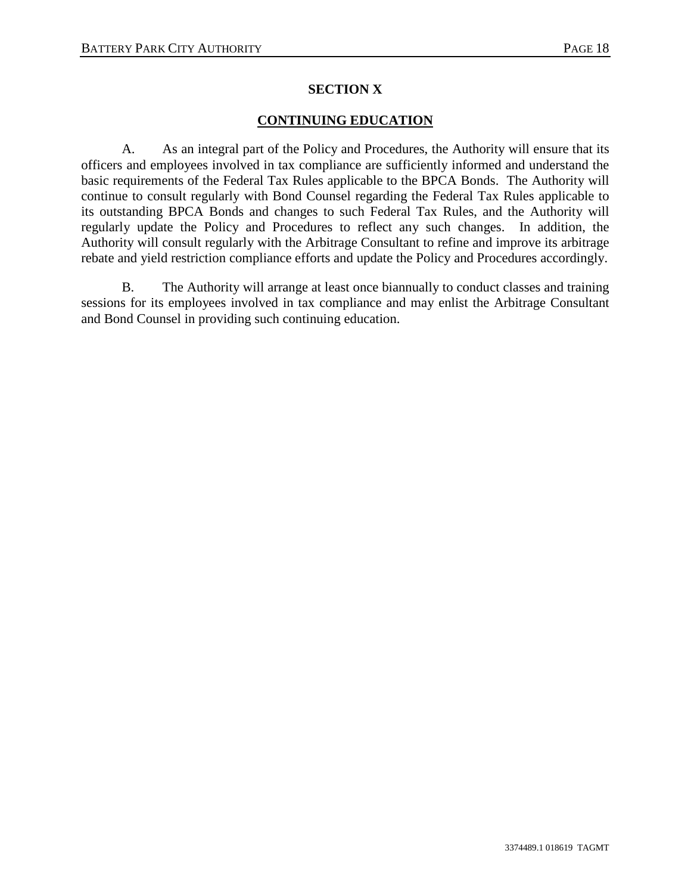## SECTION X

## CONTINUING EDUCATION

A. As an integral part of the Policy and Procedures, the Authority will ensure that its officers and employees involved in tax compliance are sufficiently informed and understand the basic requirements of the Federal Tax Rules applicable to the BPCA Bonds. The Authority will continue to consult regularly with Bond Counsel regarding the Federal Tax Rules applicable to its outstanding BPCA Bonds and changes to such Federal Tax Rules, and the Authority will regularly update the Policy and Procedures to reflect any such changes. In addition, the Authority will consult regularly with the Arbitrage Consultant to refine and improve its arbitrage rebate and yield restriction compliance efforts and update the Policy and Procedures accordingly.

B. The Authority will arrange at least once biannually to conduct classes and training sessions for its employees involved in tax compliance and may enlist the Arbitrage Consultant and Bond Counsel in providing such continuing education.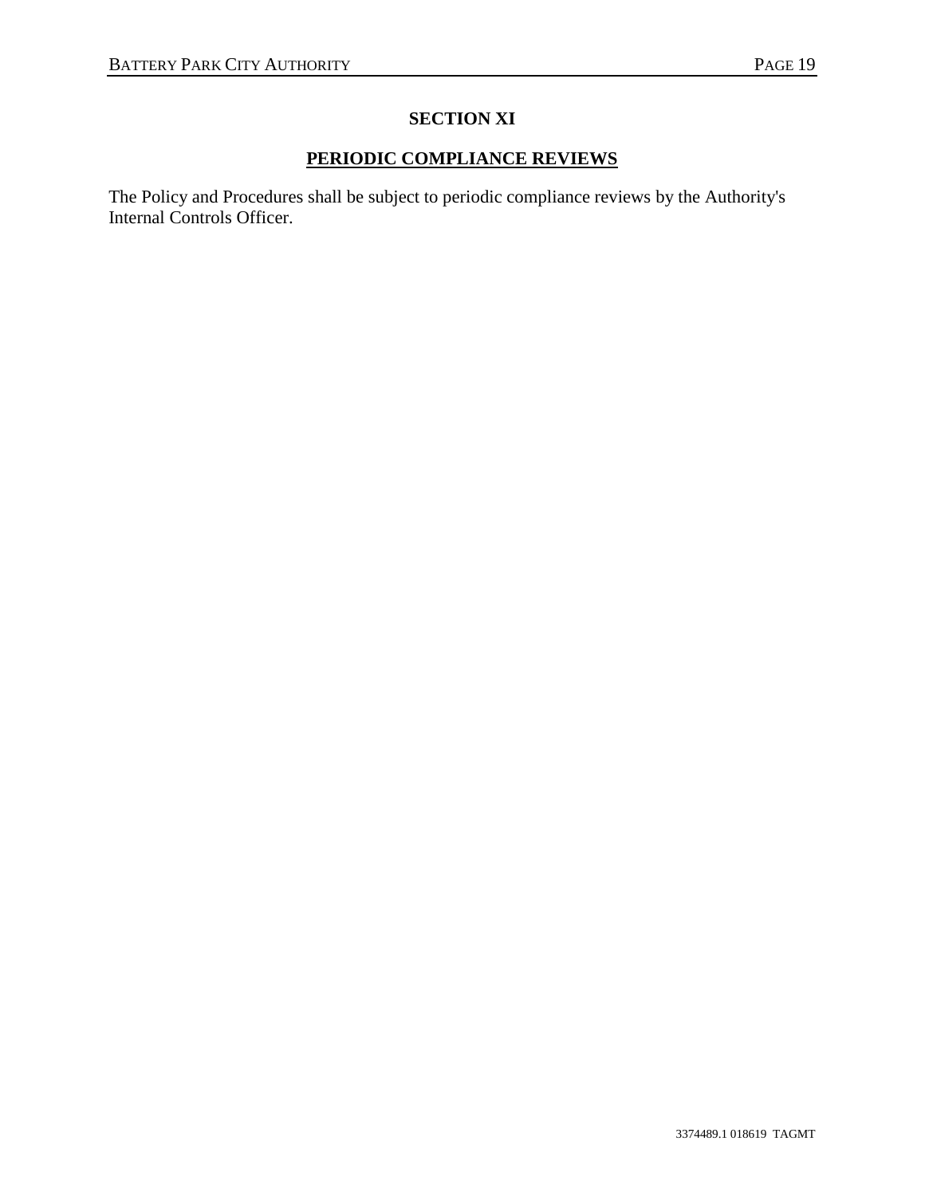## SECTION XI

## PERIODIC COMPLIANCE REVIEWS

The Policy and Procedures shall be subject to periodic compliance reviews by the Authority's Internal Controls Officer.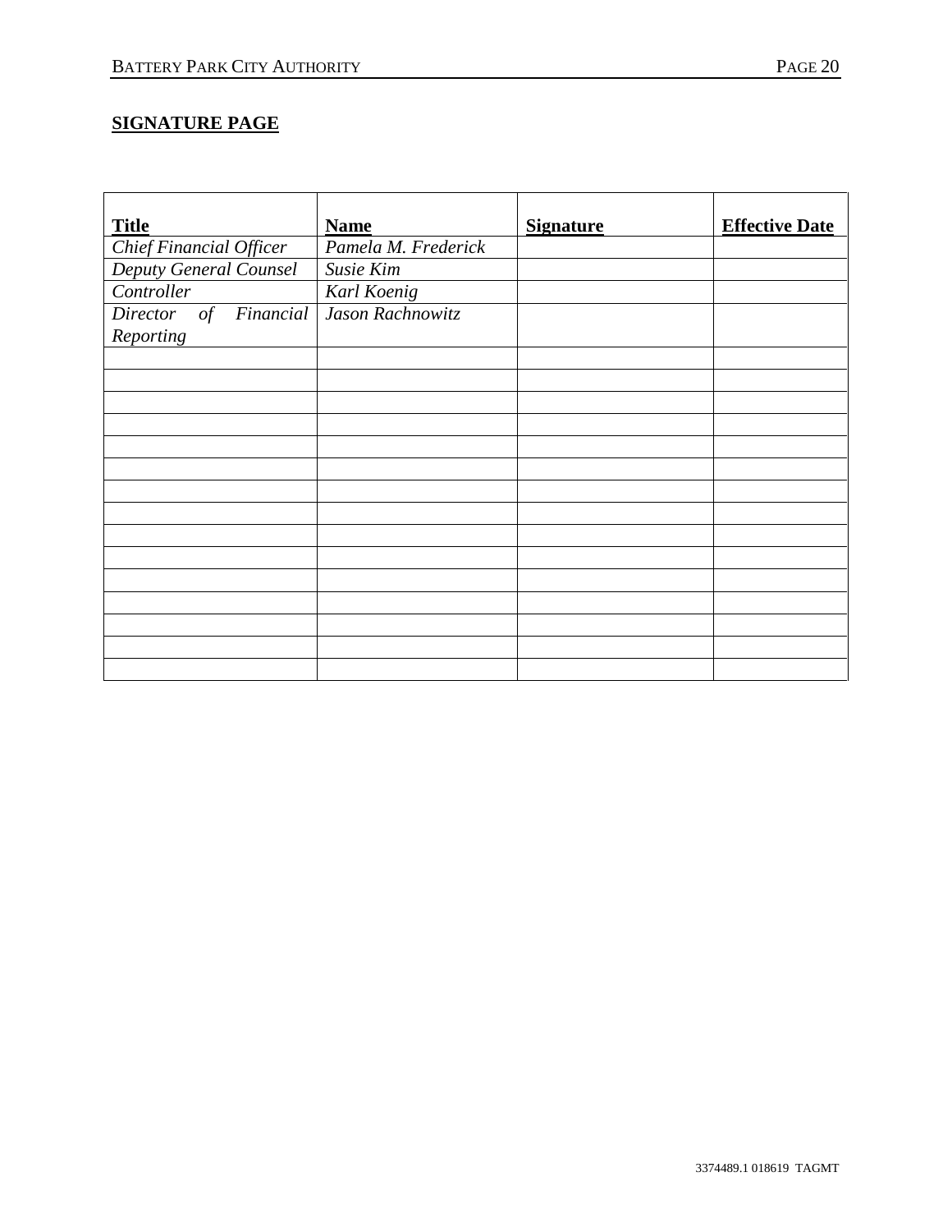**SIGNATURE PAGE**

| **Title** | **Name** | **Signature** | **Effective Date** |
|---|---|---|---|
| *Chief Financial Officer* | *Pamela M. Frederick* | | |
| *Deputy General Counsel* | *Susie Kim* | | |
| *Controller* | *Karl Koenig* | | |
| *Director of Financial Reporting* | *Jason Rachnowitz* | | |
| | | | |
| | | | |
| | | | |
| | | | |
| | | | |
| | | | |
| | | | |
| | | | |
| | | | |
| | | | |
| | | | |
| | | | |
| | | | |
| | | | |
| | | | |

3374489.1 018619 TAGMT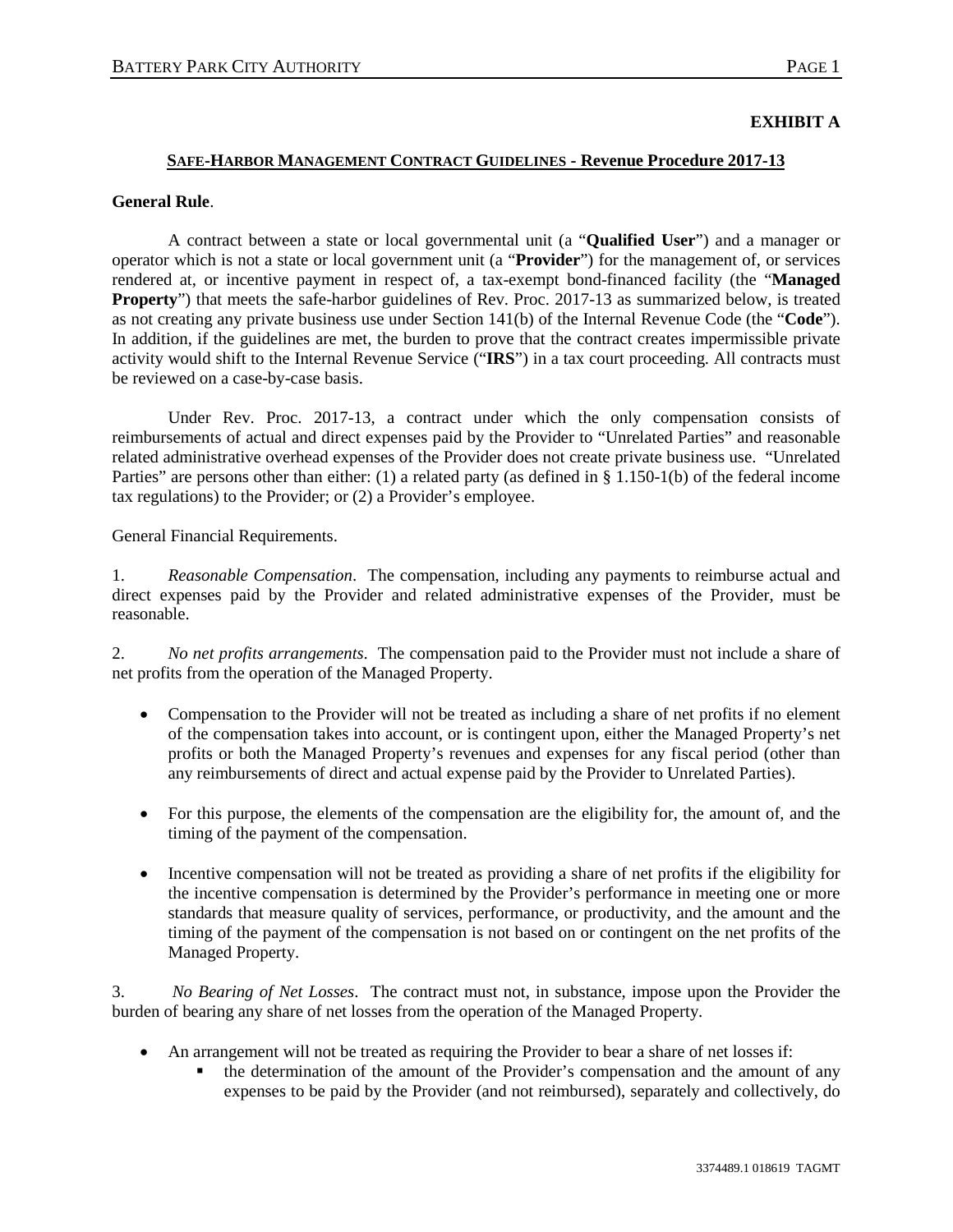**EXHIBIT A**

**SAFE-HARBOR MANAGEMENT CONTRACT GUIDELINES - Revenue Procedure 2017-13**

**General Rule**.

A contract between a state or local governmental unit (a "**Qualified User**") and a manager or operator which is not a state or local government unit (a "**Provider**") for the management of, or services rendered at, or incentive payment in respect of, a tax-exempt bond-financed facility (the "**Managed Property**") that meets the safe-harbor guidelines of Rev. Proc. 2017-13 as summarized below, is treated as not creating any private business use under Section 141(b) of the Internal Revenue Code (the "**Code**"). In addition, if the guidelines are met, the burden to prove that the contract creates impermissible private activity would shift to the Internal Revenue Service ("**IRS**") in a tax court proceeding. All contracts must be reviewed on a case-by-case basis.

Under Rev. Proc. 2017-13, a contract under which the only compensation consists of reimbursements of actual and direct expenses paid by the Provider to "Unrelated Parties" and reasonable related administrative overhead expenses of the Provider does not create private business use. "Unrelated Parties" are persons other than either: (1) a related party (as defined in § 1.150-1(b) of the federal income tax regulations) to the Provider; or (2) a Provider's employee.

General Financial Requirements.

1. *Reasonable Compensation*. The compensation, including any payments to reimburse actual and direct expenses paid by the Provider and related administrative expenses of the Provider, must be reasonable.

2. *No net profits arrangements*. The compensation paid to the Provider must not include a share of net profits from the operation of the Managed Property.

- Compensation to the Provider will not be treated as including a share of net profits if no element of the compensation takes into account, or is contingent upon, either the Managed Property's net profits or both the Managed Property's revenues and expenses for any fiscal period (other than any reimbursements of direct and actual expense paid by the Provider to Unrelated Parties).

- For this purpose, the elements of the compensation are the eligibility for, the amount of, and the timing of the payment of the compensation.

- Incentive compensation will not be treated as providing a share of net profits if the eligibility for the incentive compensation is determined by the Provider's performance in meeting one or more standards that measure quality of services, performance, or productivity, and the amount and the timing of the payment of the compensation is not based on or contingent on the net profits of the Managed Property.

3. *No Bearing of Net Losses*. The contract must not, in substance, impose upon the Provider the burden of bearing any share of net losses from the operation of the Managed Property.

- An arrangement will not be treated as requiring the Provider to bear a share of net losses if:
  - the determination of the amount of the Provider's compensation and the amount of any expenses to be paid by the Provider (and not reimbursed), separately and collectively, do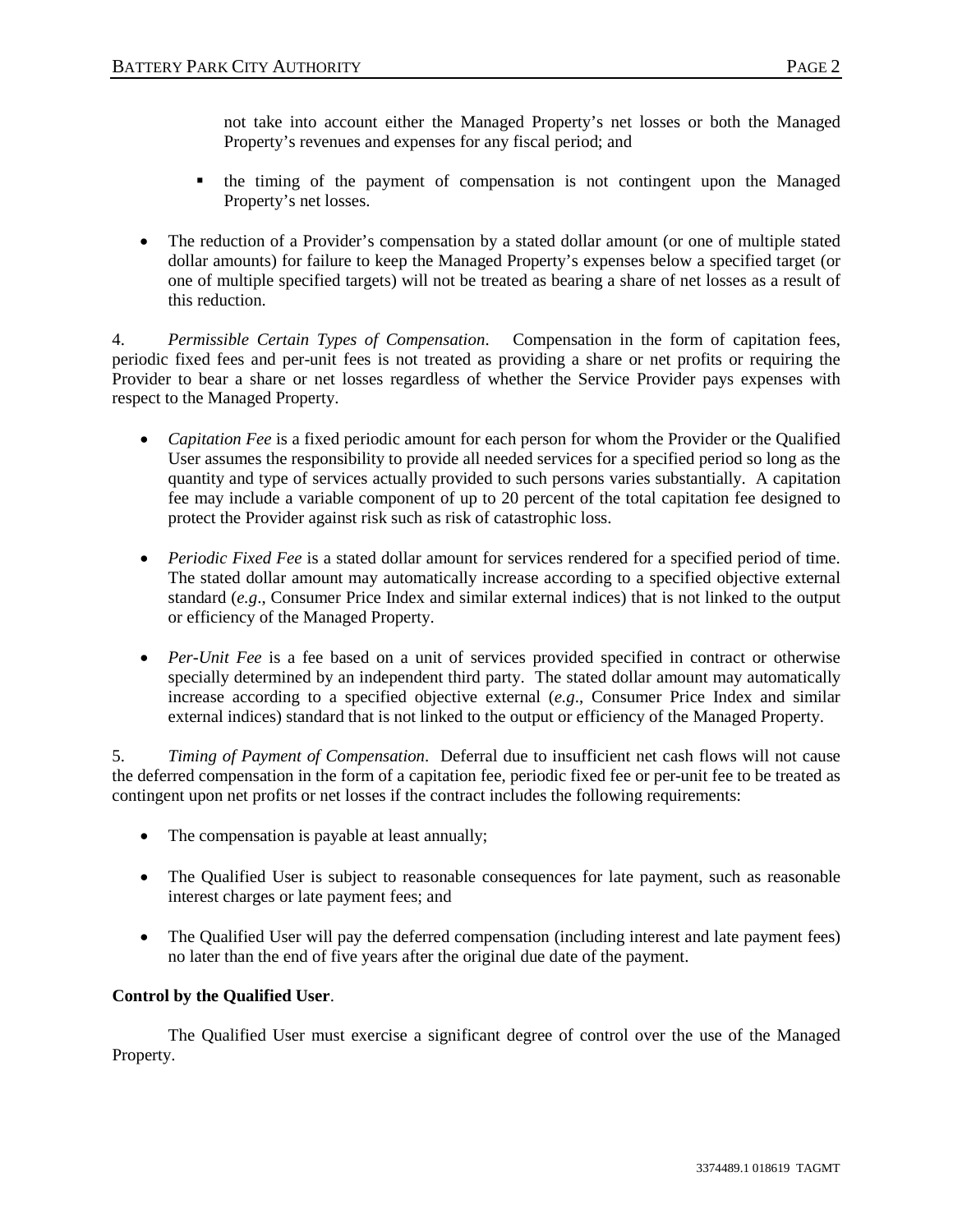not take into account either the Managed Property's net losses or both the Managed Property's revenues and expenses for any fiscal period; and

    - the timing of the payment of compensation is not contingent upon the Managed Property's net losses.

- The reduction of a Provider's compensation by a stated dollar amount (or one of multiple stated dollar amounts) for failure to keep the Managed Property's expenses below a specified target (or one of multiple specified targets) will not be treated as bearing a share of net losses as a result of this reduction.

4. *Permissible Certain Types of Compensation*. Compensation in the form of capitation fees, periodic fixed fees and per-unit fees is not treated as providing a share or net profits or requiring the Provider to bear a share or net losses regardless of whether the Service Provider pays expenses with respect to the Managed Property.

- *Capitation Fee* is a fixed periodic amount for each person for whom the Provider or the Qualified User assumes the responsibility to provide all needed services for a specified period so long as the quantity and type of services actually provided to such persons varies substantially. A capitation fee may include a variable component of up to 20 percent of the total capitation fee designed to protect the Provider against risk such as risk of catastrophic loss.

- *Periodic Fixed Fee* is a stated dollar amount for services rendered for a specified period of time. The stated dollar amount may automatically increase according to a specified objective external standard (*e.g*., Consumer Price Index and similar external indices) that is not linked to the output or efficiency of the Managed Property.

- *Per-Unit Fee* is a fee based on a unit of services provided specified in contract or otherwise specially determined by an independent third party. The stated dollar amount may automatically increase according to a specified objective external (*e.g*., Consumer Price Index and similar external indices) standard that is not linked to the output or efficiency of the Managed Property.

5. *Timing of Payment of Compensation*. Deferral due to insufficient net cash flows will not cause the deferred compensation in the form of a capitation fee, periodic fixed fee or per-unit fee to be treated as contingent upon net profits or net losses if the contract includes the following requirements:

- The compensation is payable at least annually;

- The Qualified User is subject to reasonable consequences for late payment, such as reasonable interest charges or late payment fees; and

- The Qualified User will pay the deferred compensation (including interest and late payment fees) no later than the end of five years after the original due date of the payment.

**Control by the Qualified User**.

The Qualified User must exercise a significant degree of control over the use of the Managed Property.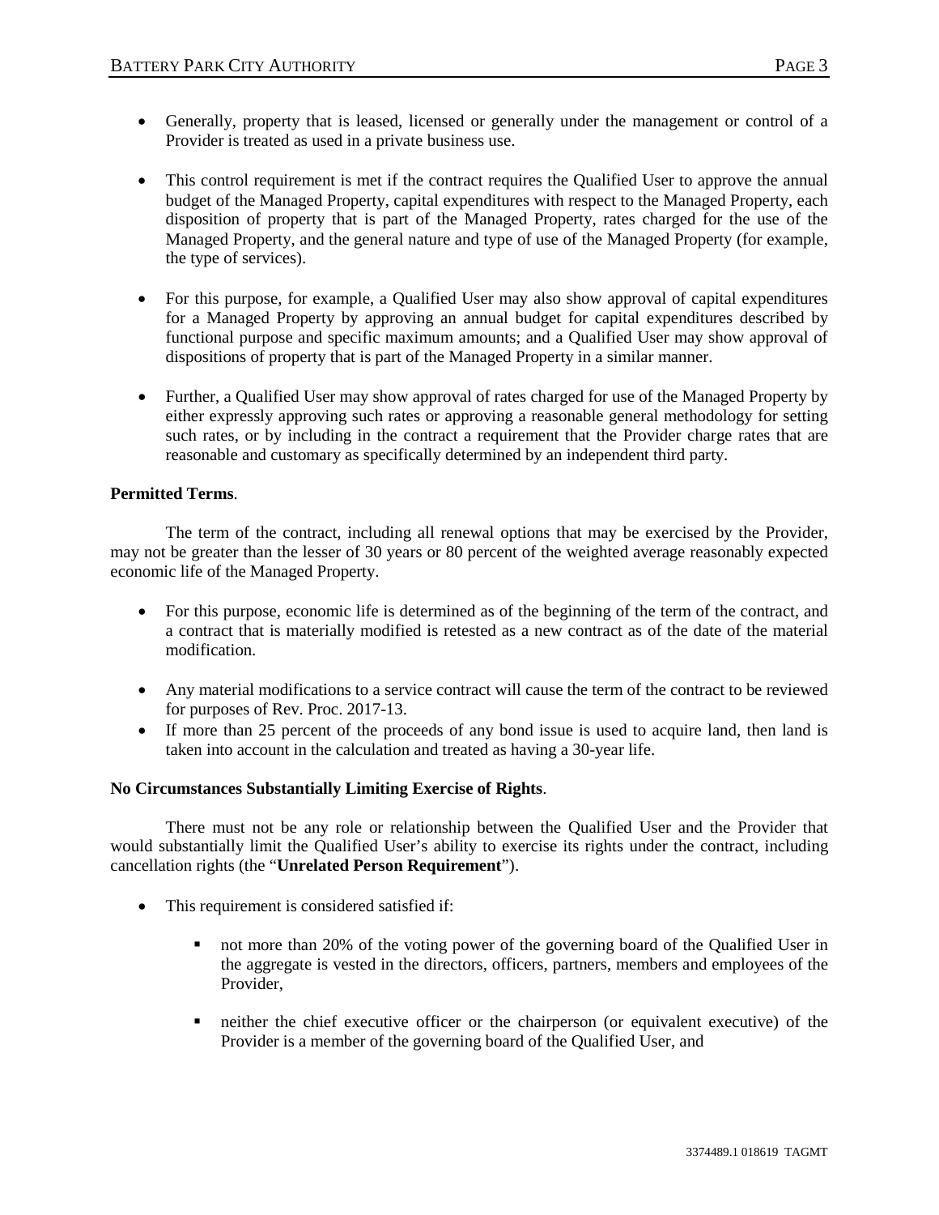- Generally, property that is leased, licensed or generally under the management or control of a Provider is treated as used in a private business use.

- This control requirement is met if the contract requires the Qualified User to approve the annual budget of the Managed Property, capital expenditures with respect to the Managed Property, each disposition of property that is part of the Managed Property, rates charged for the use of the Managed Property, and the general nature and type of use of the Managed Property (for example, the type of services).

- For this purpose, for example, a Qualified User may also show approval of capital expenditures for a Managed Property by approving an annual budget for capital expenditures described by functional purpose and specific maximum amounts; and a Qualified User may show approval of dispositions of property that is part of the Managed Property in a similar manner.

- Further, a Qualified User may show approval of rates charged for use of the Managed Property by either expressly approving such rates or approving a reasonable general methodology for setting such rates, or by including in the contract a requirement that the Provider charge rates that are reasonable and customary as specifically determined by an independent third party.

**Permitted Terms**.

The term of the contract, including all renewal options that may be exercised by the Provider, may not be greater than the lesser of 30 years or 80 percent of the weighted average reasonably expected economic life of the Managed Property.

- For this purpose, economic life is determined as of the beginning of the term of the contract, and a contract that is materially modified is retested as a new contract as of the date of the material modification.

- Any material modifications to a service contract will cause the term of the contract to be reviewed for purposes of Rev. Proc. 2017-13.
- If more than 25 percent of the proceeds of any bond issue is used to acquire land, then land is taken into account in the calculation and treated as having a 30-year life.

**No Circumstances Substantially Limiting Exercise of Rights**.

There must not be any role or relationship between the Qualified User and the Provider that would substantially limit the Qualified User's ability to exercise its rights under the contract, including cancellation rights (the "**Unrelated Person Requirement**").

- This requirement is considered satisfied if:

    - not more than 20% of the voting power of the governing board of the Qualified User in the aggregate is vested in the directors, officers, partners, members and employees of the Provider,

    - neither the chief executive officer or the chairperson (or equivalent executive) of the Provider is a member of the governing board of the Qualified User, and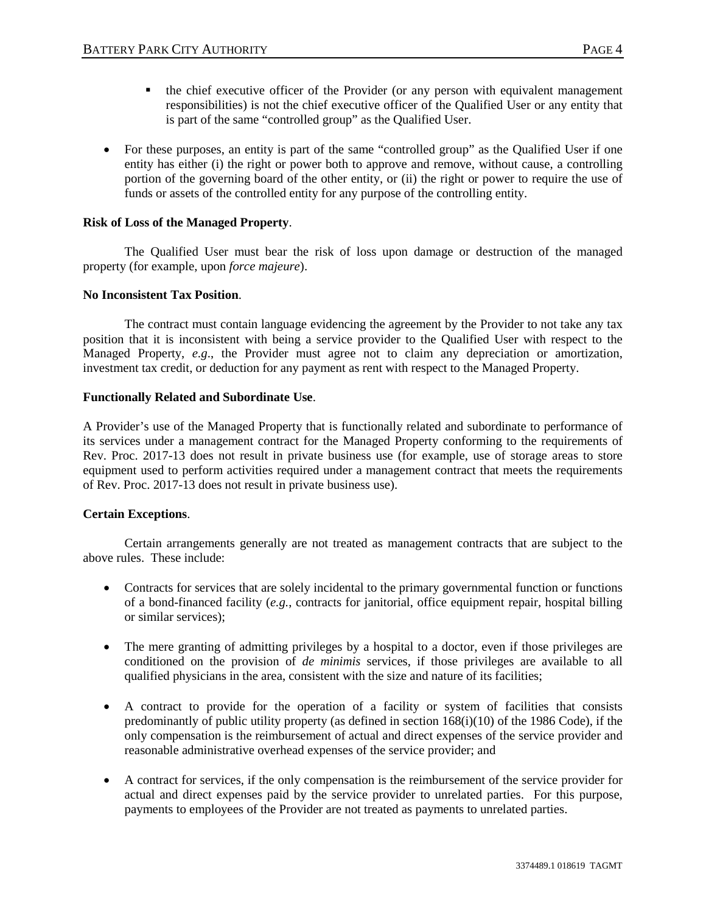- the chief executive officer of the Provider (or any person with equivalent management responsibilities) is not the chief executive officer of the Qualified User or any entity that is part of the same "controlled group" as the Qualified User.

- For these purposes, an entity is part of the same "controlled group" as the Qualified User if one entity has either (i) the right or power both to approve and remove, without cause, a controlling portion of the governing board of the other entity, or (ii) the right or power to require the use of funds or assets of the controlled entity for any purpose of the controlling entity.

**Risk of Loss of the Managed Property**.

The Qualified User must bear the risk of loss upon damage or destruction of the managed property (for example, upon *force majeure*).

**No Inconsistent Tax Position**.

The contract must contain language evidencing the agreement by the Provider to not take any tax position that it is inconsistent with being a service provider to the Qualified User with respect to the Managed Property, *e.g*., the Provider must agree not to claim any depreciation or amortization, investment tax credit, or deduction for any payment as rent with respect to the Managed Property.

**Functionally Related and Subordinate Use**.

A Provider's use of the Managed Property that is functionally related and subordinate to performance of its services under a management contract for the Managed Property conforming to the requirements of Rev. Proc. 2017-13 does not result in private business use (for example, use of storage areas to store equipment used to perform activities required under a management contract that meets the requirements of Rev. Proc. 2017-13 does not result in private business use).

**Certain Exceptions**.

Certain arrangements generally are not treated as management contracts that are subject to the above rules. These include:

- Contracts for services that are solely incidental to the primary governmental function or functions of a bond-financed facility (*e.g.*, contracts for janitorial, office equipment repair, hospital billing or similar services);

- The mere granting of admitting privileges by a hospital to a doctor, even if those privileges are conditioned on the provision of *de minimis* services, if those privileges are available to all qualified physicians in the area, consistent with the size and nature of its facilities;

- A contract to provide for the operation of a facility or system of facilities that consists predominantly of public utility property (as defined in section 168(i)(10) of the 1986 Code), if the only compensation is the reimbursement of actual and direct expenses of the service provider and reasonable administrative overhead expenses of the service provider; and

- A contract for services, if the only compensation is the reimbursement of the service provider for actual and direct expenses paid by the service provider to unrelated parties. For this purpose, payments to employees of the Provider are not treated as payments to unrelated parties.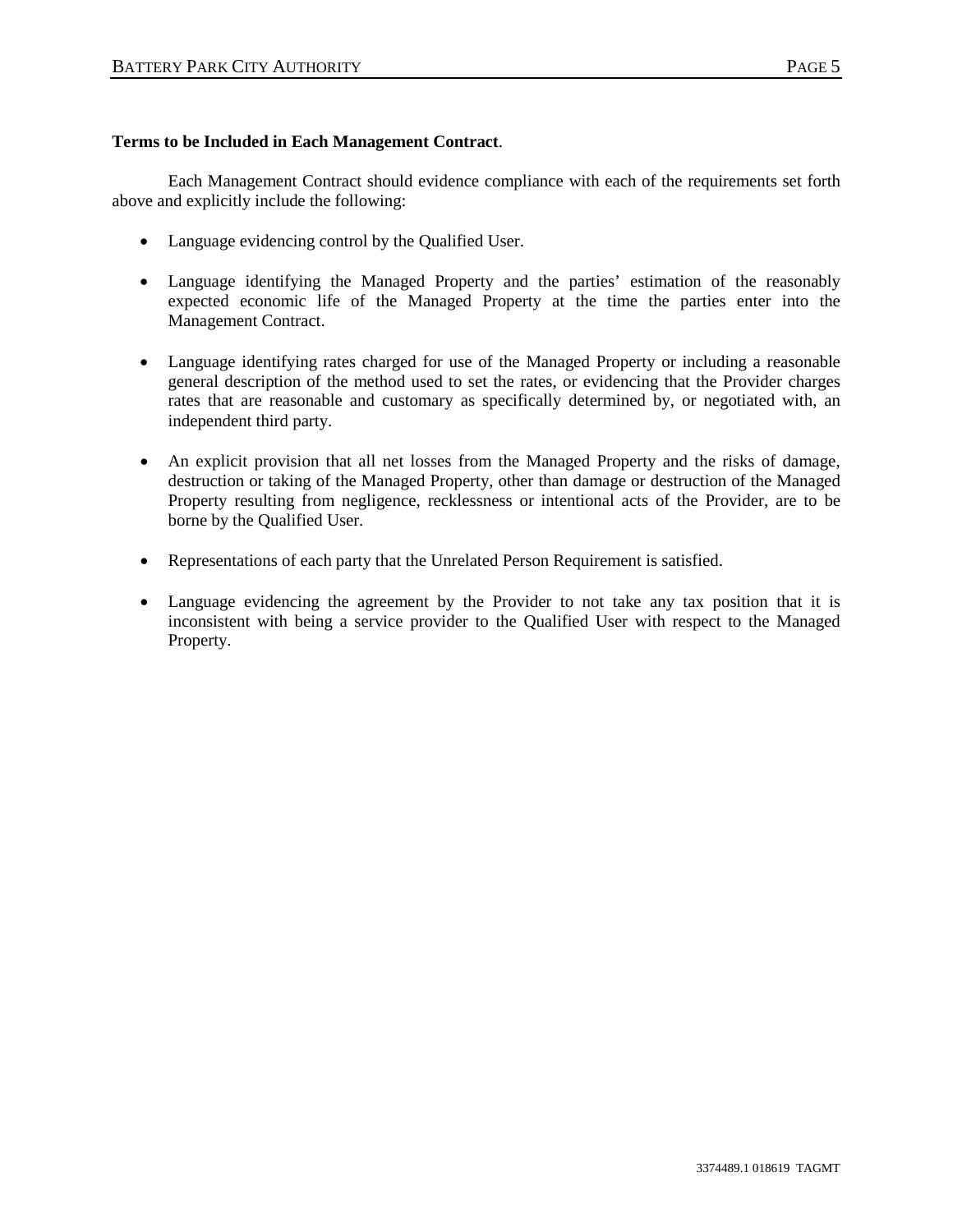**Terms to be Included in Each Management Contract**.

Each Management Contract should evidence compliance with each of the requirements set forth above and explicitly include the following:

- Language evidencing control by the Qualified User.
- Language identifying the Managed Property and the parties' estimation of the reasonably expected economic life of the Managed Property at the time the parties enter into the Management Contract.
- Language identifying rates charged for use of the Managed Property or including a reasonable general description of the method used to set the rates, or evidencing that the Provider charges rates that are reasonable and customary as specifically determined by, or negotiated with, an independent third party.
- An explicit provision that all net losses from the Managed Property and the risks of damage, destruction or taking of the Managed Property, other than damage or destruction of the Managed Property resulting from negligence, recklessness or intentional acts of the Provider, are to be borne by the Qualified User.
- Representations of each party that the Unrelated Person Requirement is satisfied.
- Language evidencing the agreement by the Provider to not take any tax position that it is inconsistent with being a service provider to the Qualified User with respect to the Managed Property.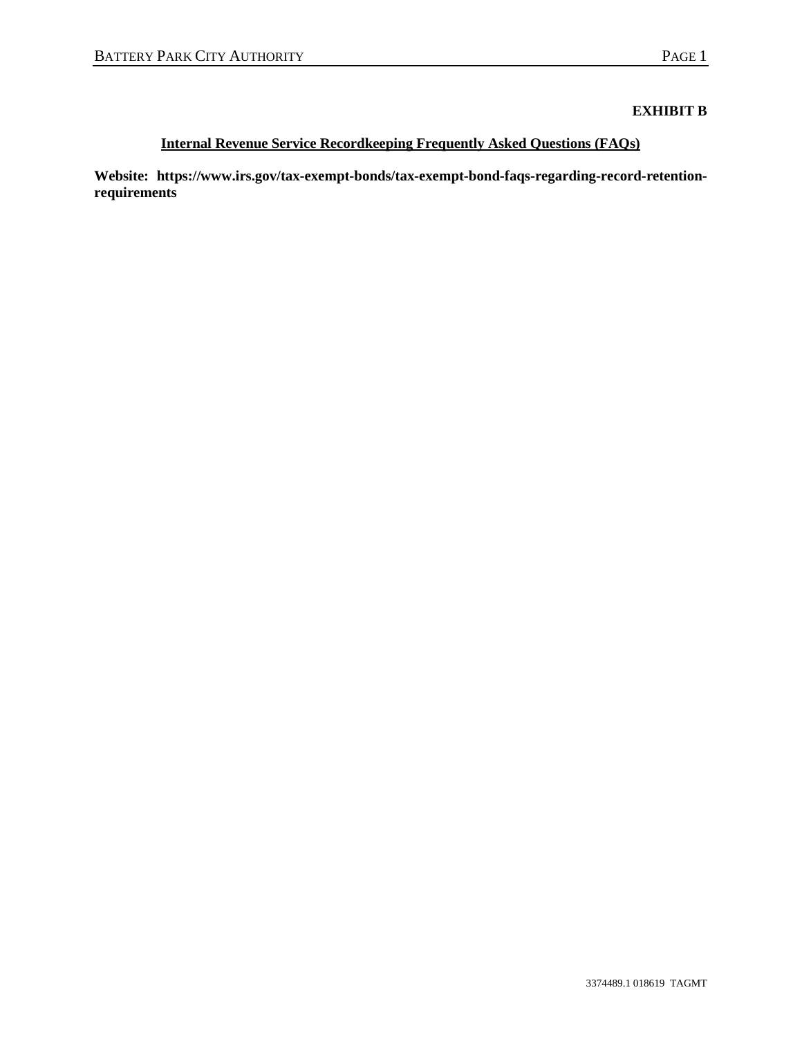**EXHIBIT B**

**Internal Revenue Service Recordkeeping Frequently Asked Questions (FAQs)**

**Website: https://www.irs.gov/tax-exempt-bonds/tax-exempt-bond-faqs-regarding-record-retention-requirements**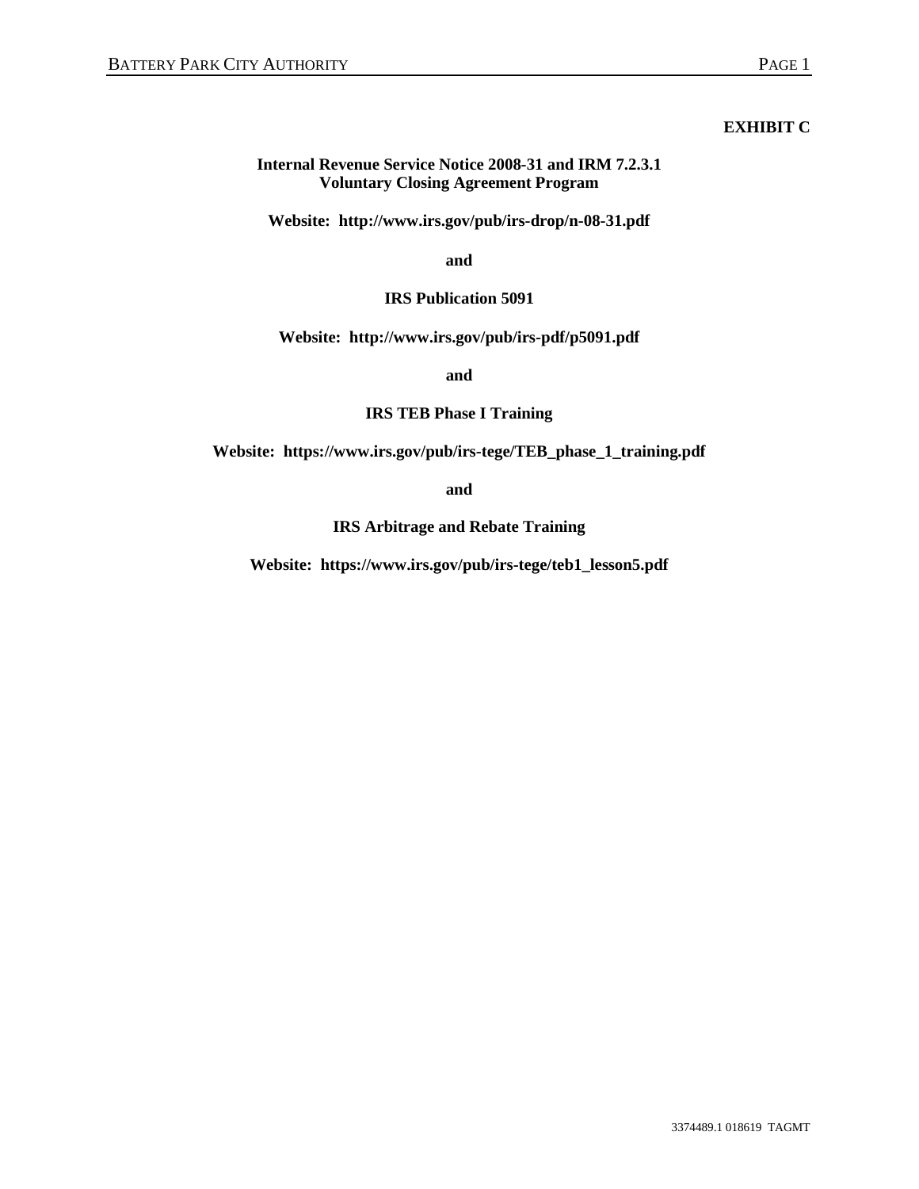**EXHIBIT C**

**Internal Revenue Service Notice 2008-31 and IRM 7.2.3.1**
**Voluntary Closing Agreement Program**

**Website: http://www.irs.gov/pub/irs-drop/n-08-31.pdf**

**and**

**IRS Publication 5091**

**Website: http://www.irs.gov/pub/irs-pdf/p5091.pdf**

**and**

**IRS TEB Phase I Training**

**Website: https://www.irs.gov/pub/irs-tege/TEB_phase_1_training.pdf**

**and**

**IRS Arbitrage and Rebate Training**

**Website: https://www.irs.gov/pub/irs-tege/teb1_lesson5.pdf**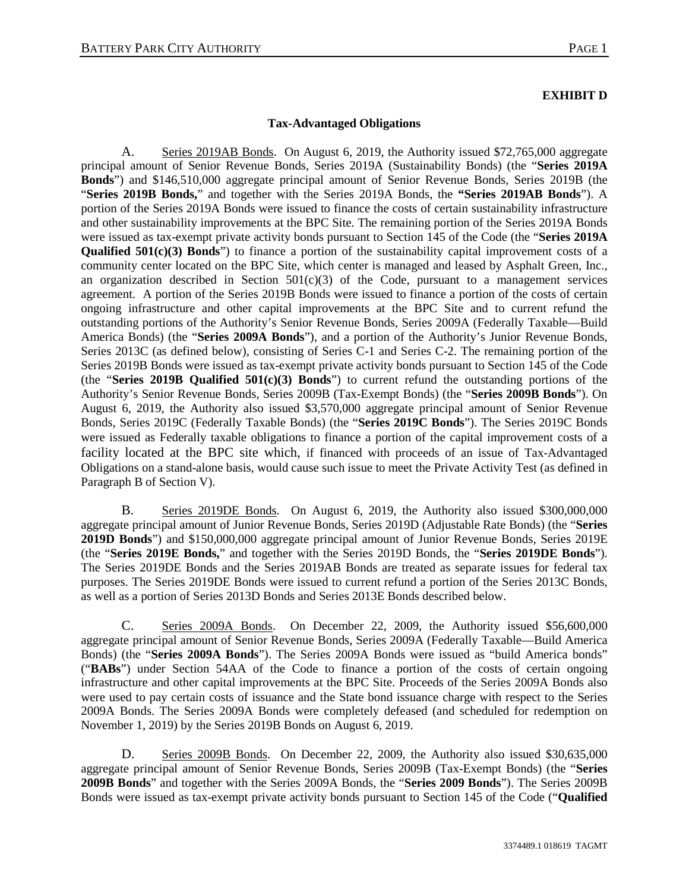**EXHIBIT D**

**Tax-Advantaged Obligations**

A. Series 2019AB Bonds. On August 6, 2019, the Authority issued $72,765,000 aggregate principal amount of Senior Revenue Bonds, Series 2019A (Sustainability Bonds) (the "**Series 2019A Bonds**") and $146,510,000 aggregate principal amount of Senior Revenue Bonds, Series 2019B (the "**Series 2019B Bonds,**" and together with the Series 2019A Bonds, the **"Series 2019AB Bonds**"). A portion of the Series 2019A Bonds were issued to finance the costs of certain sustainability infrastructure and other sustainability improvements at the BPC Site. The remaining portion of the Series 2019A Bonds were issued as tax-exempt private activity bonds pursuant to Section 145 of the Code (the "**Series 2019A Qualified 501(c)(3) Bonds**") to finance a portion of the sustainability capital improvement costs of a community center located on the BPC Site, which center is managed and leased by Asphalt Green, Inc., an organization described in Section 501(c)(3) of the Code, pursuant to a management services agreement. A portion of the Series 2019B Bonds were issued to finance a portion of the costs of certain ongoing infrastructure and other capital improvements at the BPC Site and to current refund the outstanding portions of the Authority's Senior Revenue Bonds, Series 2009A (Federally Taxable—Build America Bonds) (the "**Series 2009A Bonds**"), and a portion of the Authority's Junior Revenue Bonds, Series 2013C (as defined below), consisting of Series C-1 and Series C-2. The remaining portion of the Series 2019B Bonds were issued as tax-exempt private activity bonds pursuant to Section 145 of the Code (the "**Series 2019B Qualified 501(c)(3) Bonds**") to current refund the outstanding portions of the Authority's Senior Revenue Bonds, Series 2009B (Tax-Exempt Bonds) (the "**Series 2009B Bonds**"). On August 6, 2019, the Authority also issued $3,570,000 aggregate principal amount of Senior Revenue Bonds, Series 2019C (Federally Taxable Bonds) (the "**Series 2019C Bonds**"). The Series 2019C Bonds were issued as Federally taxable obligations to finance a portion of the capital improvement costs of a facility located at the BPC site which, if financed with proceeds of an issue of Tax-Advantaged Obligations on a stand-alone basis, would cause such issue to meet the Private Activity Test (as defined in Paragraph B of Section V).

B. Series 2019DE Bonds. On August 6, 2019, the Authority also issued $300,000,000 aggregate principal amount of Junior Revenue Bonds, Series 2019D (Adjustable Rate Bonds) (the "**Series 2019D Bonds**") and $150,000,000 aggregate principal amount of Junior Revenue Bonds, Series 2019E (the "**Series 2019E Bonds,**" and together with the Series 2019D Bonds, the "**Series 2019DE Bonds**"). The Series 2019DE Bonds and the Series 2019AB Bonds are treated as separate issues for federal tax purposes. The Series 2019DE Bonds were issued to current refund a portion of the Series 2013C Bonds, as well as a portion of Series 2013D Bonds and Series 2013E Bonds described below.

C. Series 2009A Bonds. On December 22, 2009, the Authority issued $56,600,000 aggregate principal amount of Senior Revenue Bonds, Series 2009A (Federally Taxable—Build America Bonds) (the "**Series 2009A Bonds**"). The Series 2009A Bonds were issued as "build America bonds" ("**BABs**") under Section 54AA of the Code to finance a portion of the costs of certain ongoing infrastructure and other capital improvements at the BPC Site. Proceeds of the Series 2009A Bonds also were used to pay certain costs of issuance and the State bond issuance charge with respect to the Series 2009A Bonds. The Series 2009A Bonds were completely defeased (and scheduled for redemption on November 1, 2019) by the Series 2019B Bonds on August 6, 2019.

D. Series 2009B Bonds. On December 22, 2009, the Authority also issued $30,635,000 aggregate principal amount of Senior Revenue Bonds, Series 2009B (Tax-Exempt Bonds) (the "**Series 2009B Bonds**" and together with the Series 2009A Bonds, the "**Series 2009 Bonds**"). The Series 2009B Bonds were issued as tax-exempt private activity bonds pursuant to Section 145 of the Code ("**Qualified**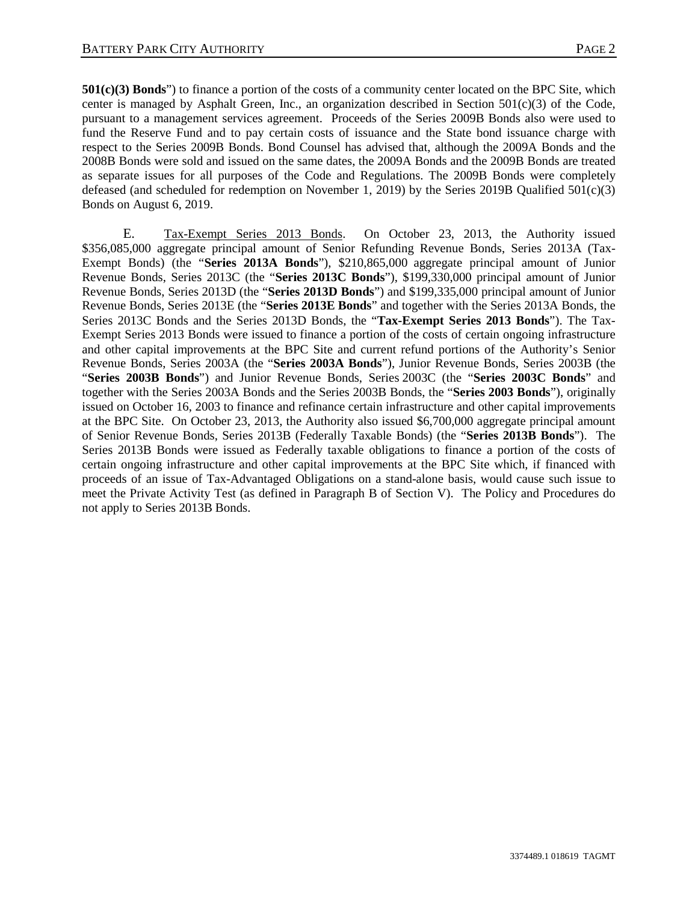**501(c)(3) Bonds**") to finance a portion of the costs of a community center located on the BPC Site, which center is managed by Asphalt Green, Inc., an organization described in Section 501(c)(3) of the Code, pursuant to a management services agreement. Proceeds of the Series 2009B Bonds also were used to fund the Reserve Fund and to pay certain costs of issuance and the State bond issuance charge with respect to the Series 2009B Bonds. Bond Counsel has advised that, although the 2009A Bonds and the 2008B Bonds were sold and issued on the same dates, the 2009A Bonds and the 2009B Bonds are treated as separate issues for all purposes of the Code and Regulations. The 2009B Bonds were completely defeased (and scheduled for redemption on November 1, 2019) by the Series 2019B Qualified 501(c)(3) Bonds on August 6, 2019.

E. Tax-Exempt Series 2013 Bonds. On October 23, 2013, the Authority issued $356,085,000 aggregate principal amount of Senior Refunding Revenue Bonds, Series 2013A (Tax-Exempt Bonds) (the "**Series 2013A Bonds**"), $210,865,000 aggregate principal amount of Junior Revenue Bonds, Series 2013C (the "**Series 2013C Bonds**"), $199,330,000 principal amount of Junior Revenue Bonds, Series 2013D (the "**Series 2013D Bonds**") and $199,335,000 principal amount of Junior Revenue Bonds, Series 2013E (the "**Series 2013E Bonds**" and together with the Series 2013A Bonds, the Series 2013C Bonds and the Series 2013D Bonds, the "**Tax-Exempt Series 2013 Bonds**"). The Tax-Exempt Series 2013 Bonds were issued to finance a portion of the costs of certain ongoing infrastructure and other capital improvements at the BPC Site and current refund portions of the Authority's Senior Revenue Bonds, Series 2003A (the "**Series 2003A Bonds**"), Junior Revenue Bonds, Series 2003B (the "**Series 2003B Bonds**") and Junior Revenue Bonds, Series 2003C (the "**Series 2003C Bonds**" and together with the Series 2003A Bonds and the Series 2003B Bonds, the "**Series 2003 Bonds**"), originally issued on October 16, 2003 to finance and refinance certain infrastructure and other capital improvements at the BPC Site. On October 23, 2013, the Authority also issued $6,700,000 aggregate principal amount of Senior Revenue Bonds, Series 2013B (Federally Taxable Bonds) (the "**Series 2013B Bonds**"). The Series 2013B Bonds were issued as Federally taxable obligations to finance a portion of the costs of certain ongoing infrastructure and other capital improvements at the BPC Site which, if financed with proceeds of an issue of Tax-Advantaged Obligations on a stand-alone basis, would cause such issue to meet the Private Activity Test (as defined in Paragraph B of Section V). The Policy and Procedures do not apply to Series 2013B Bonds.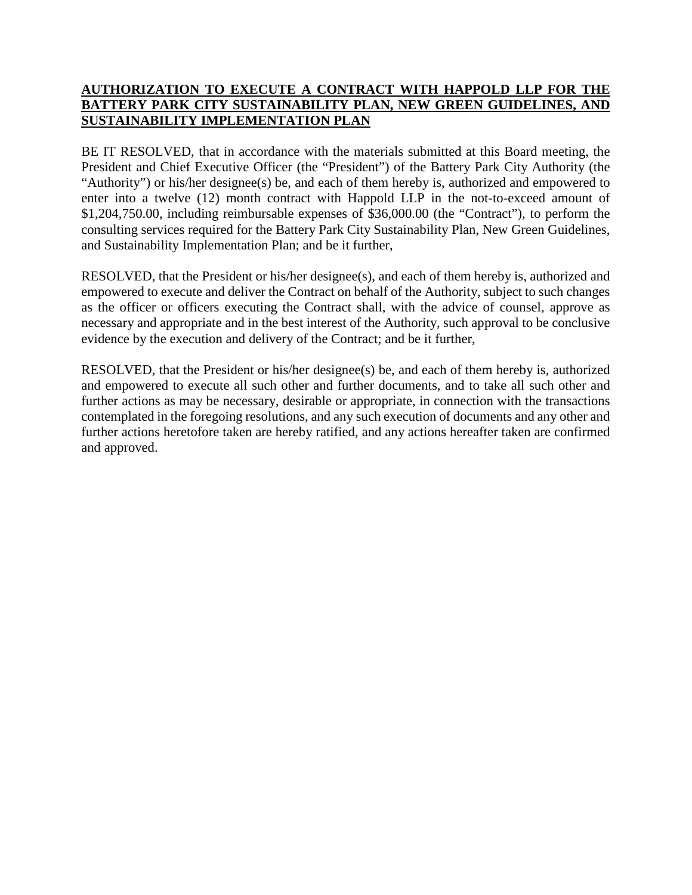**AUTHORIZATION TO EXECUTE A CONTRACT WITH HAPPOLD LLP FOR THE BATTERY PARK CITY SUSTAINABILITY PLAN, NEW GREEN GUIDELINES, AND SUSTAINABILITY IMPLEMENTATION PLAN**

BE IT RESOLVED, that in accordance with the materials submitted at this Board meeting, the President and Chief Executive Officer (the "President") of the Battery Park City Authority (the "Authority") or his/her designee(s) be, and each of them hereby is, authorized and empowered to enter into a twelve (12) month contract with Happold LLP in the not-to-exceed amount of $1,204,750.00, including reimbursable expenses of $36,000.00 (the "Contract"), to perform the consulting services required for the Battery Park City Sustainability Plan, New Green Guidelines, and Sustainability Implementation Plan; and be it further,

RESOLVED, that the President or his/her designee(s), and each of them hereby is, authorized and empowered to execute and deliver the Contract on behalf of the Authority, subject to such changes as the officer or officers executing the Contract shall, with the advice of counsel, approve as necessary and appropriate and in the best interest of the Authority, such approval to be conclusive evidence by the execution and delivery of the Contract; and be it further,

RESOLVED, that the President or his/her designee(s) be, and each of them hereby is, authorized and empowered to execute all such other and further documents, and to take all such other and further actions as may be necessary, desirable or appropriate, in connection with the transactions contemplated in the foregoing resolutions, and any such execution of documents and any other and further actions heretofore taken are hereby ratified, and any actions hereafter taken are confirmed and approved.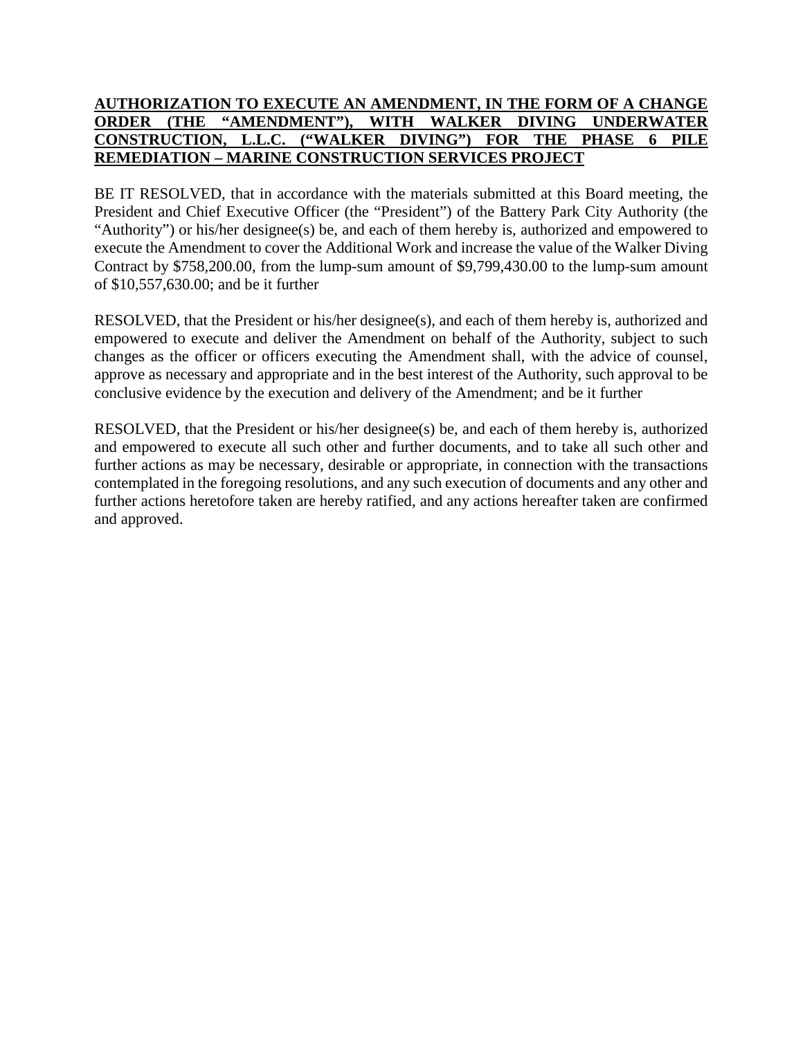**AUTHORIZATION TO EXECUTE AN AMENDMENT, IN THE FORM OF A CHANGE ORDER (THE "AMENDMENT"), WITH WALKER DIVING UNDERWATER CONSTRUCTION, L.L.C. ("WALKER DIVING") FOR THE PHASE 6 PILE REMEDIATION – MARINE CONSTRUCTION SERVICES PROJECT**

BE IT RESOLVED, that in accordance with the materials submitted at this Board meeting, the President and Chief Executive Officer (the "President") of the Battery Park City Authority (the "Authority") or his/her designee(s) be, and each of them hereby is, authorized and empowered to execute the Amendment to cover the Additional Work and increase the value of the Walker Diving Contract by $758,200.00, from the lump-sum amount of $9,799,430.00 to the lump-sum amount of $10,557,630.00; and be it further

RESOLVED, that the President or his/her designee(s), and each of them hereby is, authorized and empowered to execute and deliver the Amendment on behalf of the Authority, subject to such changes as the officer or officers executing the Amendment shall, with the advice of counsel, approve as necessary and appropriate and in the best interest of the Authority, such approval to be conclusive evidence by the execution and delivery of the Amendment; and be it further

RESOLVED, that the President or his/her designee(s) be, and each of them hereby is, authorized and empowered to execute all such other and further documents, and to take all such other and further actions as may be necessary, desirable or appropriate, in connection with the transactions contemplated in the foregoing resolutions, and any such execution of documents and any other and further actions heretofore taken are hereby ratified, and any actions hereafter taken are confirmed and approved.